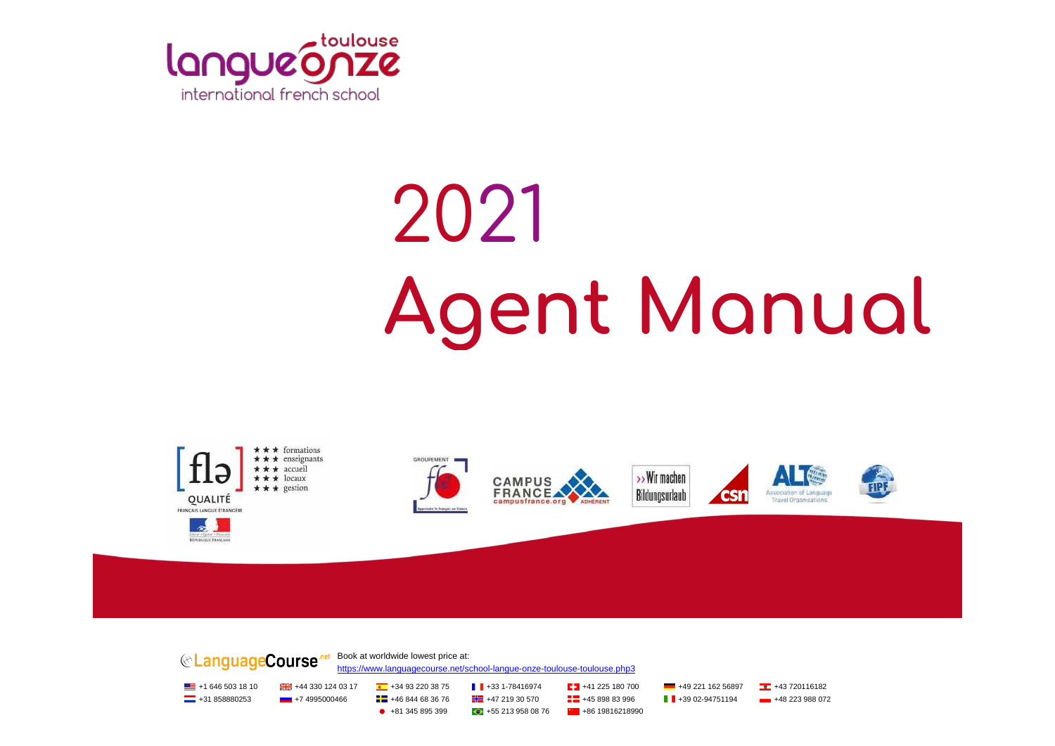langue onze toulouse
international french school

# 2021
# Agent Manual

[ flə ] QUALITÉ FRANÇAIS LANGUE ÉTRANGÈRE

★ ★ ★ formations
★ ★ ★ enseignants
★ ★ ★ accueil
★ ★ ★ locaux
★ ★ ★ gestion

RÉPUBLIQUE FRANÇAISE

GROUPEMENT fle — Apprendre le français en France

CAMPUS FRANCE campusfrance.org ADHÉRENT

>> Wir machen Bildungsurlaub

csn

ALTO Association of Language Travel Organisations

FIPF

LanguageCourse.net Book at worldwide lowest price at:
https://www.languagecourse.net/school-langue-onze-toulouse-toulouse.php3

+1 646 503 18 10 | +44 330 124 03 17 | +34 93 220 38 75 | +33 1-78416974 | +41 225 180 700 | +49 221 162 56897 | +43 720116182
+31 858880253 | +7 4995000466 | +46 844 68 36 76 | +47 219 30 570 | +45 898 83 996 | +39 02-94751194 | +48 223 988 072
+81 345 895 399 | +55 213 958 08 76 | +86 19816218990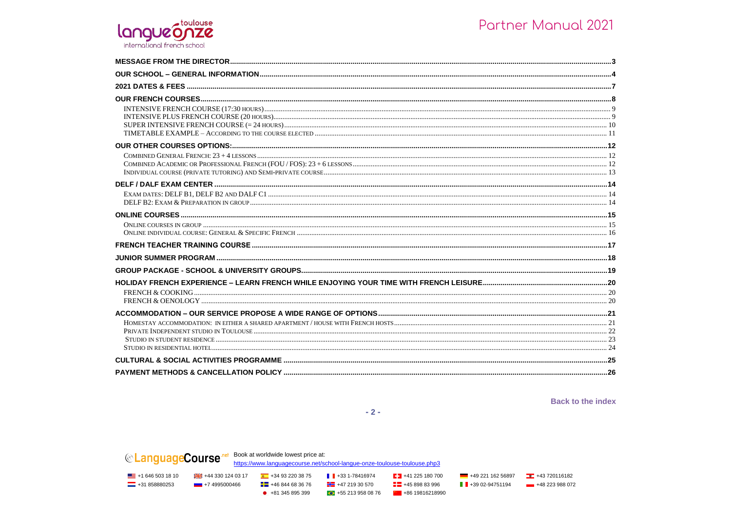| | |
|---|---|
| **MESSAGE FROM THE DIRECTOR** | **3** |
| **OUR SCHOOL – GENERAL INFORMATION** | **4** |
| **2021 DATES & FEES** | **7** |
| **OUR FRENCH COURSES** | **8** |
| INTENSIVE FRENCH COURSE (17:30 HOURS) | 9 |
| INTENSIVE PLUS FRENCH COURSE (20 HOURS) | 9 |
| SUPER INTENSIVE FRENCH COURSE (= 24 HOURS) | 10 |
| TIMETABLE EXAMPLE – ACCORDING TO THE COURSE ELECTED | 11 |
| **OUR OTHER COURSES OPTIONS:** | **12** |
| COMBINED GENERAL FRENCH: 23 + 4 LESSONS | 12 |
| COMBINED ACADEMIC OR PROFESSIONAL FRENCH (FOU / FOS): 23 + 6 LESSONS | 12 |
| INDIVIDUAL COURSE (PRIVATE TUTORING) AND SEMI-PRIVATE COURSE | 13 |
| **DELF / DALF EXAM CENTER** | **14** |
| EXAM DATES: DELF B1, DELF B2 AND DALF C1 | 14 |
| DELF B2: EXAM & PREPARATION IN GROUP | 14 |
| **ONLINE COURSES** | **15** |
| ONLINE COURSES IN GROUP | 15 |
| ONLINE INDIVIDUAL COURSE: GENERAL & SPECIFIC FRENCH | 16 |
| **FRENCH TEACHER TRAINING COURSE** | **17** |
| **JUNIOR SUMMER PROGRAM** | **18** |
| **GROUP PACKAGE - SCHOOL & UNIVERSITY GROUPS** | **19** |
| **HOLIDAY FRENCH EXPERIENCE – LEARN FRENCH WHILE ENJOYING YOUR TIME WITH FRENCH LEISURE** | **20** |
| FRENCH & COOKING | 20 |
| FRENCH & OENOLOGY | 20 |
| **ACCOMMODATION – OUR SERVICE PROPOSE A WIDE RANGE OF OPTIONS** | **21** |
| HOMESTAY ACCOMMODATION: IN EITHER A SHARED APARTMENT / HOUSE WITH FRENCH HOSTS | 21 |
| PRIVATE INDEPENDENT STUDIO IN TOULOUSE | 22 |
| STUDIO IN STUDENT RESIDENCE | 23 |
| STUDIO IN RESIDENTIAL HOTEL | 24 |
| **CULTURAL & SOCIAL ACTIVITIES PROGRAMME** | **25** |
| **PAYMENT METHODS & CANCELLATION POLICY** | **26** |

**Back to the index**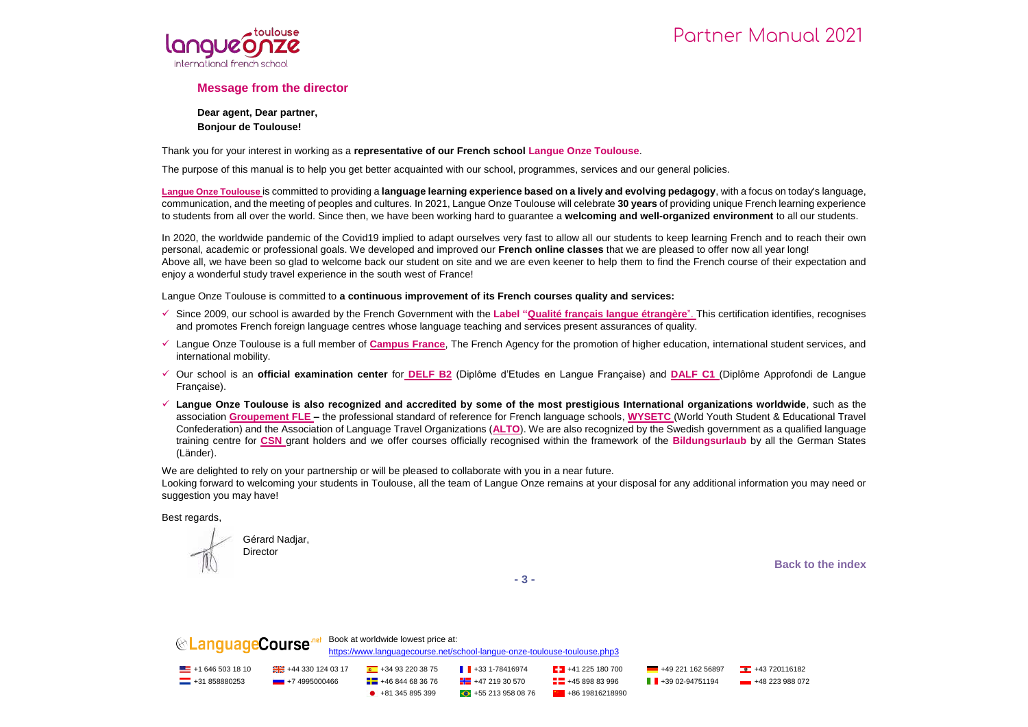## Message from the director

**Dear agent, Dear partner,**
**Bonjour de Toulouse!**

Thank you for your interest in working as a **representative of our French school Langue Onze Toulouse**.

The purpose of this manual is to help you get better acquainted with our school, programmes, services and our general policies.

**Langue Onze Toulouse** is committed to providing a **language learning experience based on a lively and evolving pedagogy**, with a focus on today's language, communication, and the meeting of peoples and cultures. In 2021, Langue Onze Toulouse will celebrate **30 years** of providing unique French learning experience to students from all over the world. Since then, we have been working hard to guarantee a **welcoming and well-organized environment** to all our students.

In 2020, the worldwide pandemic of the Covid19 implied to adapt ourselves very fast to allow all our students to keep learning French and to reach their own personal, academic or professional goals. We developed and improved our **French online classes** that we are pleased to offer now all year long!
Above all, we have been so glad to welcome back our student on site and we are even keener to help them to find the French course of their expectation and enjoy a wonderful study travel experience in the south west of France!

Langue Onze Toulouse is committed to **a continuous improvement of its French courses quality and services:**

- ✓ Since 2009, our school is awarded by the French Government with the **Label "Qualité français langue étrangère"**. This certification identifies, recognises and promotes French foreign language centres whose language teaching and services present assurances of quality.
- ✓ Langue Onze Toulouse is a full member of **Campus France**, The French Agency for the promotion of higher education, international student services, and international mobility.
- ✓ Our school is an **official examination center** for **DELF B2** (Diplôme d'Etudes en Langue Française) and **DALF C1** (Diplôme Approfondi de Langue Française).
- ✓ **Langue Onze Toulouse is also recognized and accredited by some of the most prestigious International organizations worldwide**, such as the association **Groupement FLE** – the professional standard of reference for French language schools, **WYSETC** (World Youth Student & Educational Travel Confederation) and the Association of Language Travel Organizations (**ALTO**). We are also recognized by the Swedish government as a qualified language training centre for **CSN** grant holders and we offer courses officially recognised within the framework of the **Bildungsurlaub** by all the German States (Länder).

We are delighted to rely on your partnership or will be pleased to collaborate with you in a near future.
Looking forward to welcoming your students in Toulouse, all the team of Langue Onze remains at your disposal for any additional information you may need or suggestion you may have!

Best regards,

Gérard Nadjar,
Director

**Back to the index**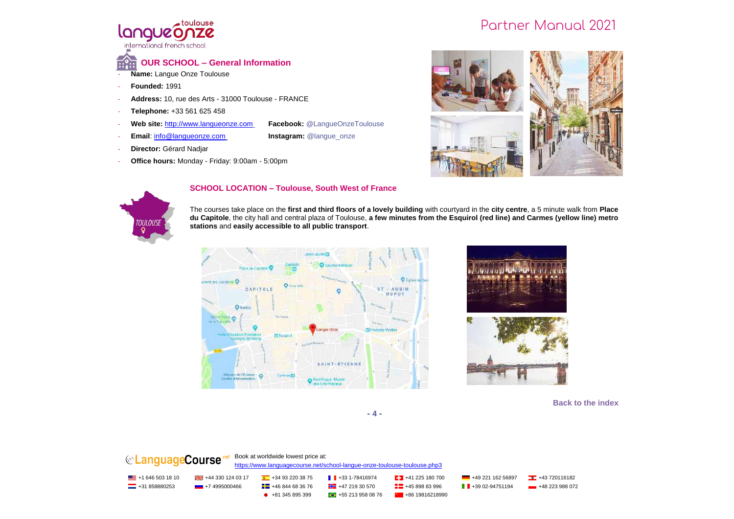## OUR SCHOOL – General Information

- **Name:** Langue Onze Toulouse
- **Founded:** 1991
- **Address:** 10, rue des Arts - 31000 Toulouse - FRANCE
- **Telephone:** +33 561 625 458
- **Web site:** http://www.langueonze.com **Facebook:** @LangueOnzeToulouse
- **Email**: info@langueonze.com **Instagram:** @langue_onze
- **Director:** Gérard Nadjar
- **Office hours:** Monday - Friday: 9:00am - 5:00pm

## SCHOOL LOCATION – Toulouse, South West of France

The courses take place on the **first and third floors of a lovely building** with courtyard in the **city centre**, a 5 minute walk from **Place du Capitole**, the city hall and central plaza of Toulouse, **a few minutes from the Esquirol (red line) and Carmes (yellow line) metro stations** and **easily accessible to all public transport**.

**Back to the index**

Book at worldwide lowest price at:
https://www.languagecourse.net/school-langue-onze-toulouse-toulouse.php3

+1 646 503 18 10 | +44 330 124 03 17 | +34 93 220 38 75 | +33 1-78416974 | +41 225 180 700 | +49 221 162 56897 | +43 720116182
+31 858880253 | +7 4995000466 | +46 844 68 36 76 | +47 219 30 570 | +45 898 83 996 | +39 02-94751194 | +48 223 988 072
+81 345 895 399 | +55 213 958 08 76 | +86 19816218990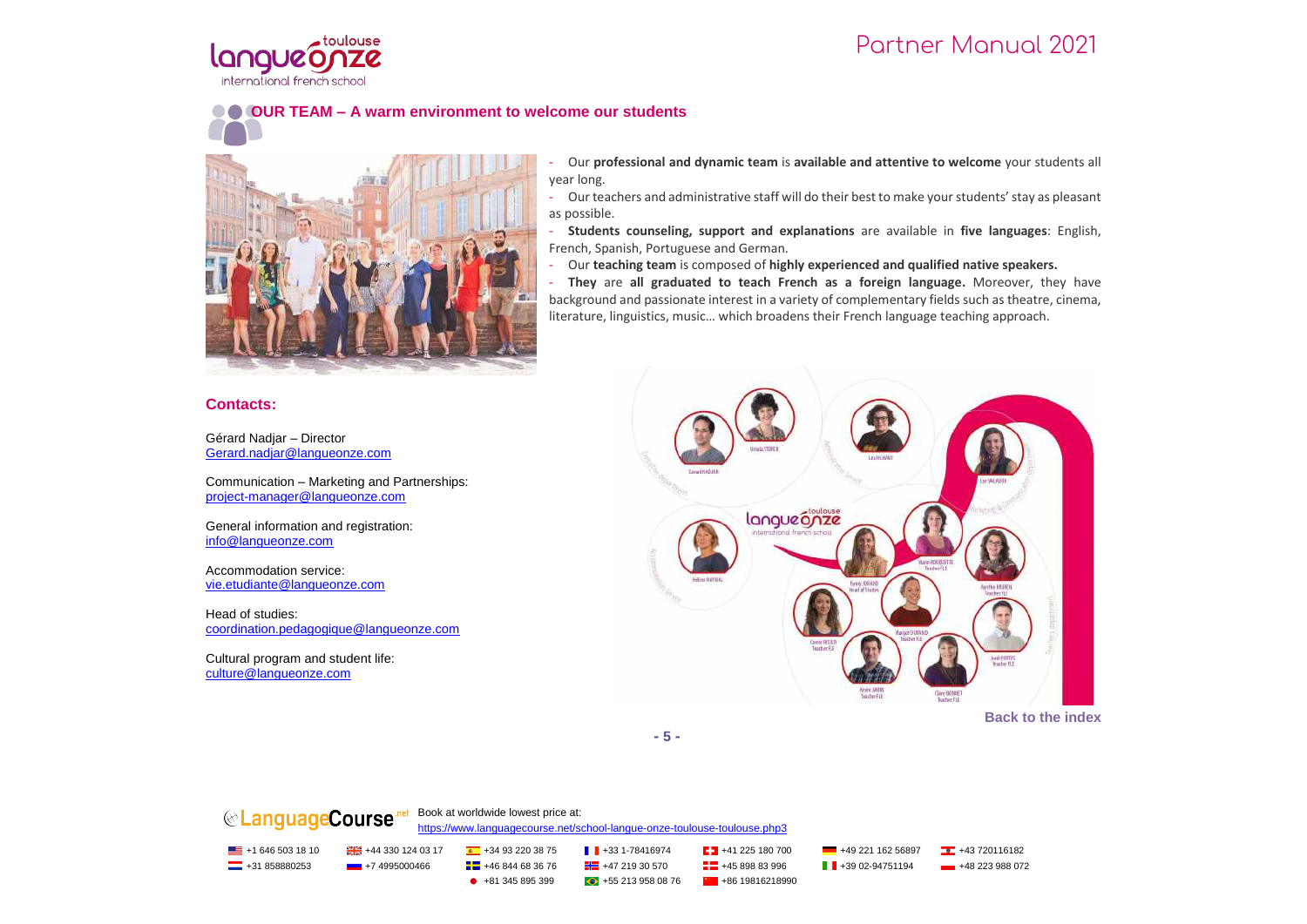## OUR TEAM – A warm environment to welcome our students

- Our **professional and dynamic team** is **available and attentive to welcome** your students all year long.
- Our teachers and administrative staff will do their best to make your students' stay as pleasant as possible.
- **Students counseling, support and explanations** are available in **five languages**: English, French, Spanish, Portuguese and German.
- Our **teaching team** is composed of **highly experienced and qualified native speakers.**
- **They** are **all graduated to teach French as a foreign language.** Moreover, they have background and passionate interest in a variety of complementary fields such as theatre, cinema, literature, linguistics, music… which broadens their French language teaching approach.

### Contacts:

Gérard Nadjar – Director
Gerard.nadjar@langueonze.com

Communication – Marketing and Partnerships:
project-manager@langueonze.com

General information and registration:
info@langueonze.com

Accommodation service:
vie.etudiante@langueonze.com

Head of studies:
coordination.pedagogique@langueonze.com

Cultural program and student life:
culture@langueonze.com

Back to the index

Book at worldwide lowest price at:
https://www.languagecourse.net/school-langue-onze-toulouse-toulouse.php3

+1 646 503 18 10 | +44 330 124 03 17 | +34 93 220 38 75 | +33 1-78416974 | +41 225 180 700 | +49 221 162 56897 | +43 720116182
+31 858880253 | +7 4995000466 | +46 844 68 36 76 | +47 219 30 570 | +45 898 83 996 | +39 02-94751194 | +48 223 988 072
+81 345 895 399 | +55 213 958 08 76 | +86 19816218990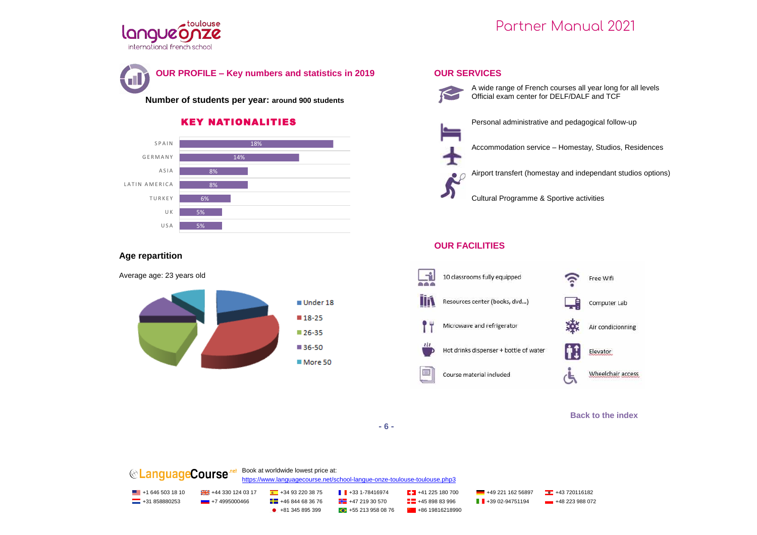## OUR PROFILE – Key numbers and statistics in 2019

**Number of students per year: around 900 students**

### KEY NATIONALITIES

| Nationality | % |
|---|---|
| SPAIN | 18% |
| GERMANY | 14% |
| ASIA | 8% |
| LATIN AMERICA | 8% |
| TURKEY | 6% |
| UK | 5% |
| USA | 5% |

### Age repartition

Average age: 23 years old

- Under 18
- 18-25
- 26-35
- 36-50
- More 50

## OUR SERVICES

- A wide range of French courses all year long for all levels
- Official exam center for DELF/DALF and TCF
- Personal administrative and pedagogical follow-up
- Accommodation service – Homestay, Studios, Residences
- Airport transfert (homestay and independant studios options)
- Cultural Programme & Sportive activities

## OUR FACILITIES

- 10 classrooms fully equipped
- Free Wifi
- Resources center (books, dvd...)
- Computer Lab
- Microwave and refrigerator
- Air condicionning
- Hot drinks dispenser + bottle of water
- Elevator
- Course material included
- Wheelchair access

Back to the index

Book at worldwide lowest price at:
https://www.languagecourse.net/school-langue-onze-toulouse-toulouse.php3

+1 646 503 18 10 | +44 330 124 03 17 | +34 93 220 38 75 | +33 1-78416974 | +41 225 180 700 | +49 221 162 56897 | +43 720116182
+31 858880253 | +7 4995000466 | +46 844 68 36 76 | +47 219 30 570 | +45 898 83 996 | +39 02-94751194 | +48 223 988 072
+81 345 895 399 | +55 213 958 08 76 | +86 19816218990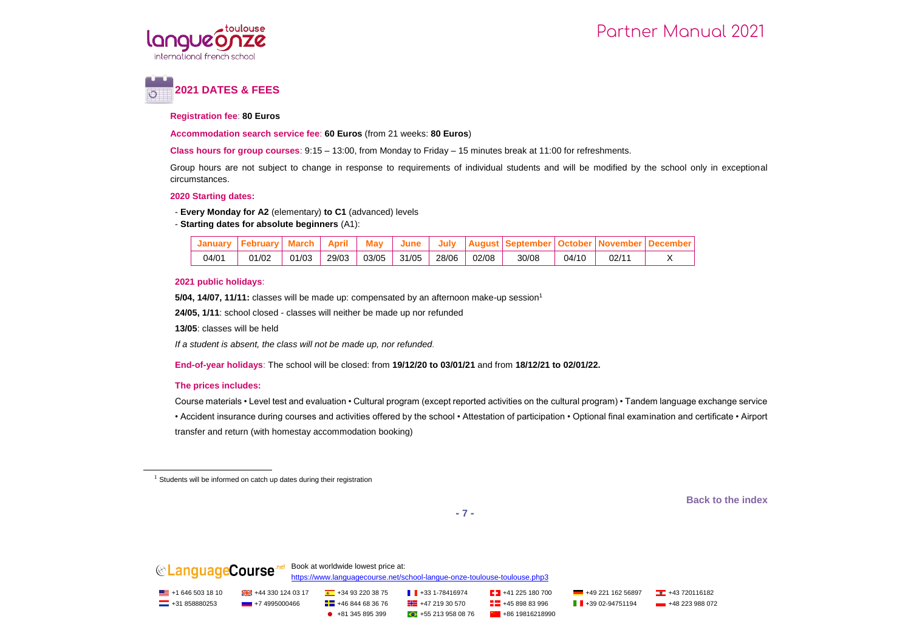## 2021 DATES & FEES

**Registration fee**: **80 Euros**

**Accommodation search service fee**: **60 Euros** (from 21 weeks: **80 Euros**)

**Class hours for group courses**: 9:15 – 13:00, from Monday to Friday – 15 minutes break at 11:00 for refreshments.

Group hours are not subject to change in response to requirements of individual students and will be modified by the school only in exceptional circumstances.

**2020 Starting dates:**

- **Every Monday for A2** (elementary) **to C1** (advanced) levels
- **Starting dates for absolute beginners** (A1):

| January | February | March | April | May | June | July | August | September | October | November | December |
|---|---|---|---|---|---|---|---|---|---|---|---|
| 04/01 | 01/02 | 01/03 | 29/03 | 03/05 | 31/05 | 28/06 | 02/08 | 30/08 | 04/10 | 02/11 | X |

**2021 public holidays**:

**5/04, 14/07, 11/11:** classes will be made up: compensated by an afternoon make-up session[1]

**24/05, 1/11**: school closed - classes will neither be made up nor refunded

**13/05**: classes will be held

*If a student is absent, the class will not be made up, nor refunded.*

**End-of-year holidays**: The school will be closed: from **19/12/20 to 03/01/21** and from **18/12/21 to 02/01/22.**

**The prices includes:**

Course materials • Level test and evaluation • Cultural program (except reported activities on the cultural program) • Tandem language exchange service • Accident insurance during courses and activities offered by the school • Attestation of participation • Optional final examination and certificate • Airport transfer and return (with homestay accommodation booking)

[1] Students will be informed on catch up dates during their registration

Back to the index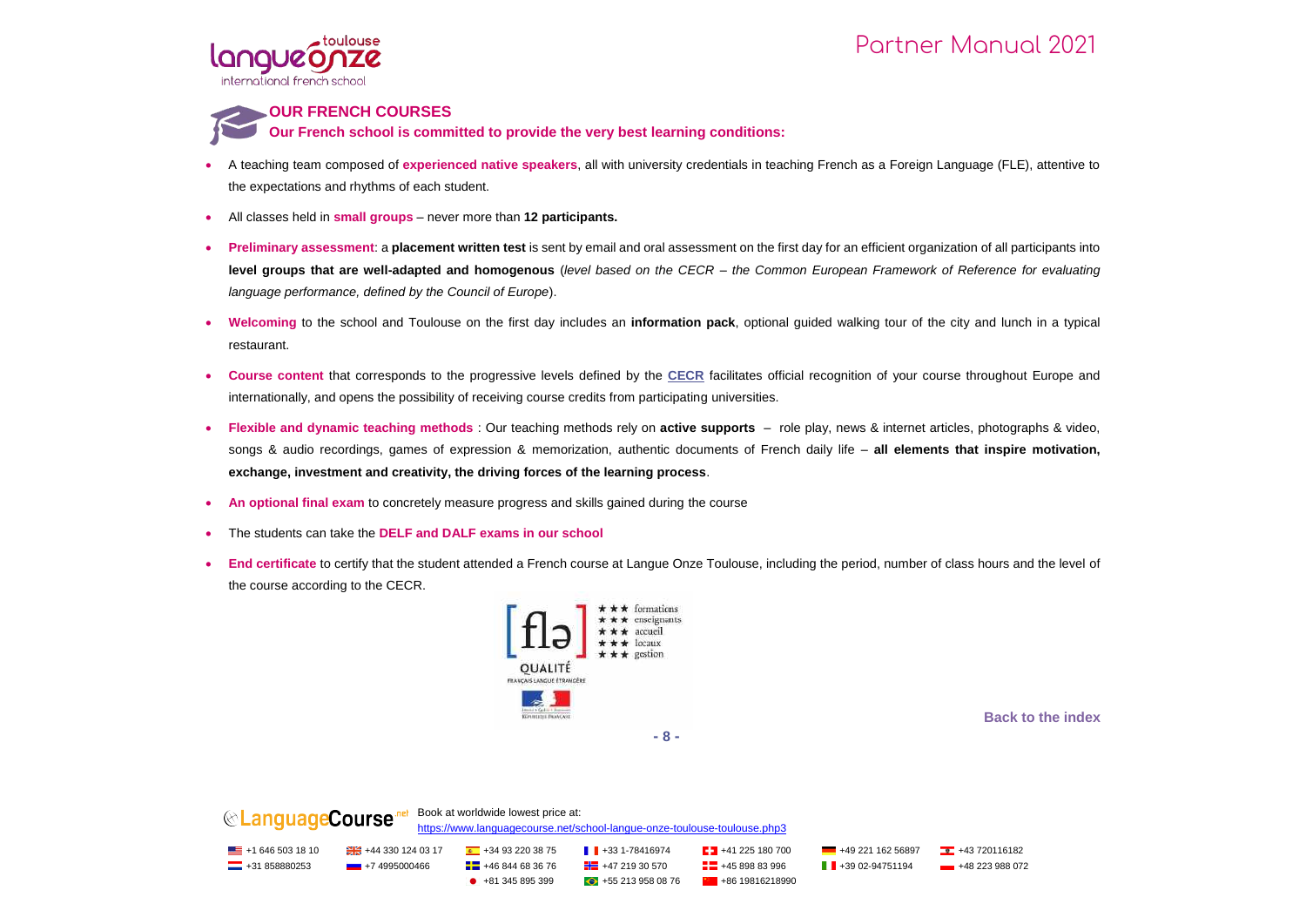## OUR FRENCH COURSES

### Our French school is committed to provide the very best learning conditions:

- A teaching team composed of **experienced native speakers**, all with university credentials in teaching French as a Foreign Language (FLE), attentive to the expectations and rhythms of each student.
- All classes held in **small groups** – never more than **12 participants.**
- **Preliminary assessment**: a **placement written test** is sent by email and oral assessment on the first day for an efficient organization of all participants into **level groups that are well-adapted and homogenous** (*level based on the CECR – the Common European Framework of Reference for evaluating language performance, defined by the Council of Europe*).
- **Welcoming** to the school and Toulouse on the first day includes an **information pack**, optional guided walking tour of the city and lunch in a typical restaurant.
- **Course content** that corresponds to the progressive levels defined by the CECR facilitates official recognition of your course throughout Europe and internationally, and opens the possibility of receiving course credits from participating universities.
- **Flexible and dynamic teaching methods** : Our teaching methods rely on **active supports** – role play, news & internet articles, photographs & video, songs & audio recordings, games of expression & memorization, authentic documents of French daily life – **all elements that inspire motivation, exchange, investment and creativity, the driving forces of the learning process**.
- **An optional final exam** to concretely measure progress and skills gained during the course
- The students can take the **DELF and DALF exams in our school**
- **End certificate** to certify that the student attended a French course at Langue Onze Toulouse, including the period, number of class hours and the level of the course according to the CECR.

[flə] QUALITÉ FRANÇAIS LANGUE ÉTRANGÈRE
★★★ formations
★★★ enseignants
★★★ accueil
★★★ locaux
★★★ gestion

Back to the index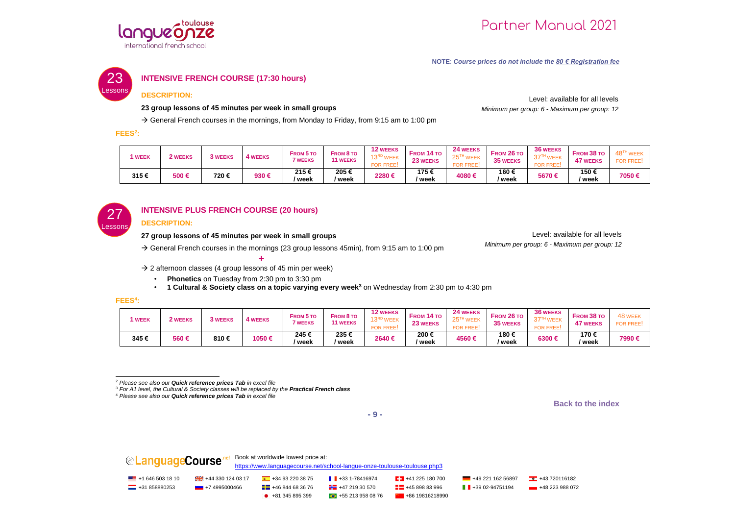**NOTE**: *Course prices do not include the 80 € Registration fee*

23 Lessons

## INTENSIVE FRENCH COURSE (17:30 hours)

### DESCRIPTION:

**23 group lessons of 45 minutes per week in small groups**

Level: available for all levels
*Minimum per group: 6 - Maximum per group: 12*

→ General French courses in the mornings, from Monday to Friday, from 9:15 am to 1:00 pm

### FEES[2]:

| 1 WEEK | 2 WEEKS | 3 WEEKS | 4 WEEKS | FROM 5 TO 7 WEEKS | FROM 8 TO 11 WEEKS | 12 WEEKS 13RD WEEK FOR FREE! | FROM 14 TO 23 WEEKS | 24 WEEKS 25TH WEEK FOR FREE! | FROM 26 TO 35 WEEKS | 36 WEEKS 37TH WEEK FOR FREE! | FROM 38 TO 47 WEEKS | 48TH WEEK FOR FREE! |
|---|---|---|---|---|---|---|---|---|---|---|---|---|
| 315 € | 500 € | 720 € | 930 € | 215 € / week | 205 € / week | 2280 € | 175 € / week | 4080 € | 160 € / week | 5670 € | 150 € / week | 7050 € |

27 Lessons

## INTENSIVE PLUS FRENCH COURSE (20 hours)

### DESCRIPTION:

**27 group lessons of 45 minutes per week in small groups**

Level: available for all levels
*Minimum per group: 6 - Maximum per group: 12*

→ General French courses in the mornings (23 group lessons 45min), from 9:15 am to 1:00 pm

+

→ 2 afternoon classes (4 group lessons of 45 min per week)

- **Phonetics** on Tuesday from 2:30 pm to 3:30 pm
- **1 Cultural & Society class on a topic varying every week[3]** on Wednesday from 2:30 pm to 4:30 pm

### FEES[4]:

| 1 WEEK | 2 WEEKS | 3 WEEKS | 4 WEEKS | FROM 5 TO 7 WEEKS | FROM 8 TO 11 WEEKS | 12 WEEKS 13RD WEEK FOR FREE! | FROM 14 TO 23 WEEKS | 24 WEEKS 25TH WEEK FOR FREE! | FROM 26 TO 35 WEEKS | 36 WEEKS 37TH WEEK FOR FREE! | FROM 38 TO 47 WEEKS | 48 WEEK FOR FREE! |
|---|---|---|---|---|---|---|---|---|---|---|---|---|
| 345 € | 560 € | 810 € | 1050 € | 245 € / week | 235 € / week | 2640 € | 200 € / week | 4560 € | 180 € / week | 6300 € | 170 € / week | 7990 € |

[2] *Please see also our **Quick reference prices Tab** in excel file*

[3] *For A1 level, the Cultural & Society classes will be replaced by the **Practical French class***

[4] *Please see also our **Quick reference prices Tab** in excel file*

**Back to the index**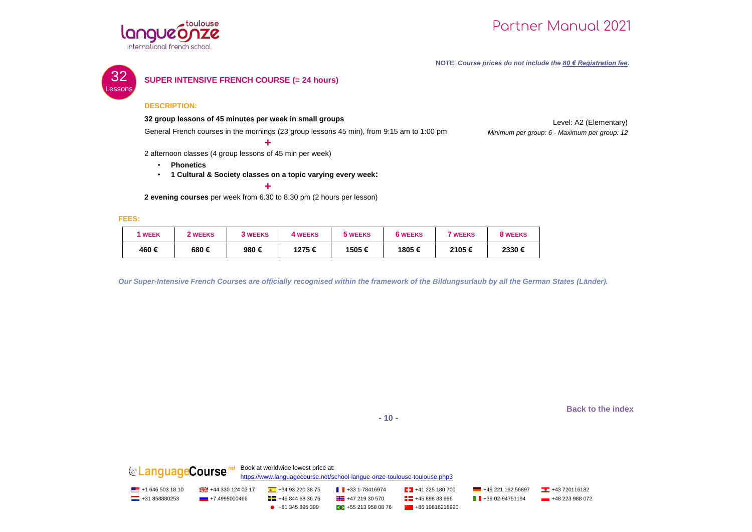**NOTE**: *Course prices do not include the 80 € Registration fee.*

32 Lessons

## SUPER INTENSIVE FRENCH COURSE (= 24 hours)

**DESCRIPTION:**

**32 group lessons of 45 minutes per week in small groups**

Level: A2 (Elementary)

*Minimum per group: 6 - Maximum per group: 12*

General French courses in the mornings (23 group lessons 45 min), from 9:15 am to 1:00 pm

**+**

2 afternoon classes (4 group lessons of 45 min per week)

- **Phonetics**
- **1 Cultural & Society classes on a topic varying every week:**

**+**

**2 evening courses** per week from 6.30 to 8.30 pm (2 hours per lesson)

**FEES:**

| 1 WEEK | 2 WEEKS | 3 WEEKS | 4 WEEKS | 5 WEEKS | 6 WEEKS | 7 WEEKS | 8 WEEKS |
|---|---|---|---|---|---|---|---|
| 460 € | 680 € | 980 € | 1275 € | 1505 € | 1805 € | 2105 € | 2330 € |

*Our Super-Intensive French Courses are officially recognised within the framework of the Bildungsurlaub by all the German States (Länder).*

Back to the index

LanguageCourse.net Book at worldwide lowest price at:
https://www.languagecourse.net/school-langue-onze-toulouse-toulouse.php3

+1 646 503 18 10 | +44 330 124 03 17 | +34 93 220 38 75 | +33 1-78416974 | +41 225 180 700 | +49 221 162 56897 | +43 720116182
+31 858880253 | +7 4995000466 | +46 844 68 36 76 | +47 219 30 570 | +45 898 83 996 | +39 02-94751194 | +48 223 988 072
+81 345 895 399 | +55 213 958 08 76 | +86 19816218990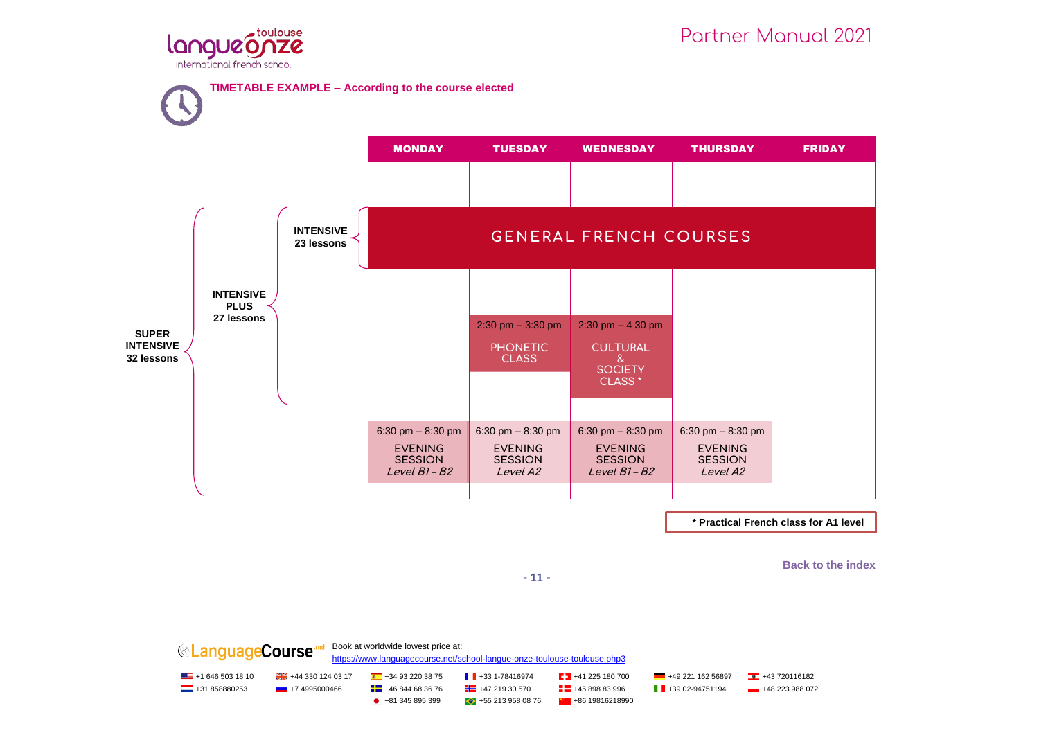**TIMETABLE EXAMPLE – According to the course elected**

| | MONDAY | TUESDAY | WEDNESDAY | THURSDAY | FRIDAY |
|---|---|---|---|---|---|
| **INTENSIVE 23 lessons** | GENERAL FRENCH COURSES | | | | |
| **INTENSIVE PLUS 27 lessons** | | 2:30 pm – 3:30 pm PHONETIC CLASS | 2:30 pm – 4 30 pm CULTURAL & SOCIETY CLASS * | | |
| **SUPER INTENSIVE 32 lessons** | 6:30 pm – 8:30 pm EVENING SESSION *Level B1 – B2* | 6:30 pm – 8:30 pm EVENING SESSION *Level A2* | 6:30 pm – 8:30 pm EVENING SESSION *Level B1 – B2* | 6:30 pm – 8:30 pm EVENING SESSION *Level A2* | |

**\* Practical French class for A1 level**

Back to the index

LanguageCourse.net Book at worldwide lowest price at:
https://www.languagecourse.net/school-langue-onze-toulouse-toulouse.php3

+1 646 503 18 10 | +44 330 124 03 17 | +34 93 220 38 75 | +33 1-78416974 | +41 225 180 700 | +49 221 162 56897 | +43 720116182
+31 858880253 | +7 4995000466 | +46 844 68 36 76 | +47 219 30 570 | +45 898 83 996 | +39 02-94751194 | +48 223 988 072
+81 345 895 399 | +55 213 958 08 76 | +86 19816218990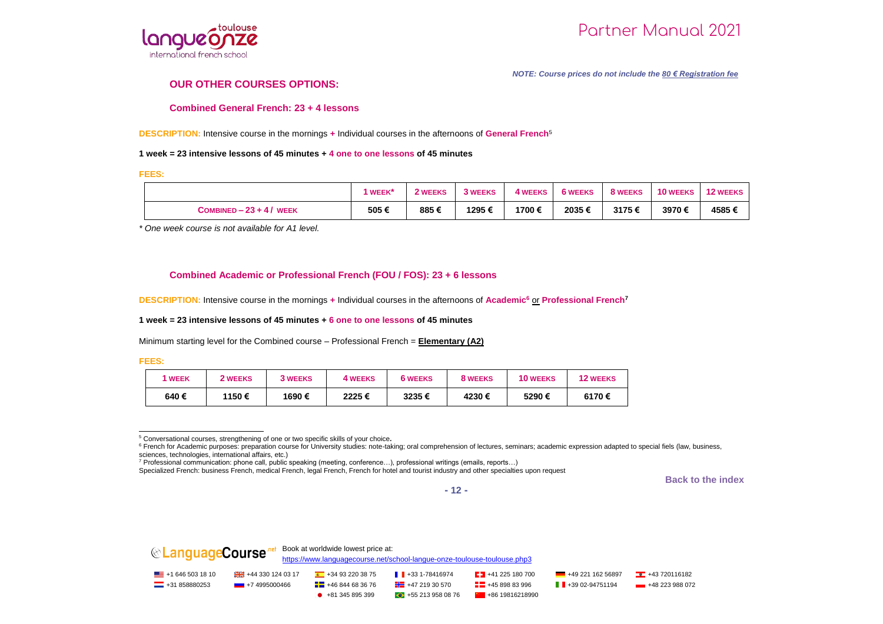*NOTE: Course prices do not include the 80 € Registration fee*

## OUR OTHER COURSES OPTIONS:

### Combined General French: 23 + 4 lessons

**DESCRIPTION:** Intensive course in the mornings **+** Individual courses in the afternoons of **General French**[5]

**1 week = 23 intensive lessons of 45 minutes + 4 one to one lessons of 45 minutes**

**FEES:**

| | 1 WEEK* | 2 WEEKS | 3 WEEKS | 4 WEEKS | 6 WEEKS | 8 WEEKS | 10 WEEKS | 12 WEEKS |
|---|---|---|---|---|---|---|---|---|
| COMBINED – 23 + 4 / WEEK | 505 € | 885 € | 1295 € | 1700 € | 2035 € | 3175 € | 3970 € | 4585 € |

*\* One week course is not available for A1 level.*

### Combined Academic or Professional French (FOU / FOS): 23 + 6 lessons

**DESCRIPTION:** Intensive course in the mornings **+** Individual courses in the afternoons of **Academic**[6] or **Professional French**[7]

**1 week = 23 intensive lessons of 45 minutes + 6 one to one lessons of 45 minutes**

Minimum starting level for the Combined course – Professional French = **Elementary (A2)**

**FEES:**

| 1 WEEK | 2 WEEKS | 3 WEEKS | 4 WEEKS | 6 WEEKS | 8 WEEKS | 10 WEEKS | 12 WEEKS |
|---|---|---|---|---|---|---|---|
| 640 € | 1150 € | 1690 € | 2225 € | 3235 € | 4230 € | 5290 € | 6170 € |

[5] Conversational courses, strengthening of one or two specific skills of your choice.

[6] French for Academic purposes: preparation course for University studies: note-taking; oral comprehension of lectures, seminars; academic expression adapted to special fiels (law, business, sciences, technologies, international affairs, etc.)

[7] Professional communication: phone call, public speaking (meeting, conference…), professional writings (emails, reports…)

Specialized French: business French, medical French, legal French, French for hotel and tourist industry and other specialties upon request

Back to the index

Book at worldwide lowest price at:
https://www.languagecourse.net/school-langue-onze-toulouse-toulouse.php3

+1 646 503 18 10 | +44 330 124 03 17 | +34 93 220 38 75 | +33 1-78416974 | +41 225 180 700 | +49 221 162 56897 | +43 720116182 | +31 858880253 | +7 4995000466 | +46 844 68 36 76 | +47 219 30 570 | +45 898 83 996 | +39 02-94751194 | +48 223 988 072 | +81 345 895 399 | +55 213 958 08 76 | +86 19816218990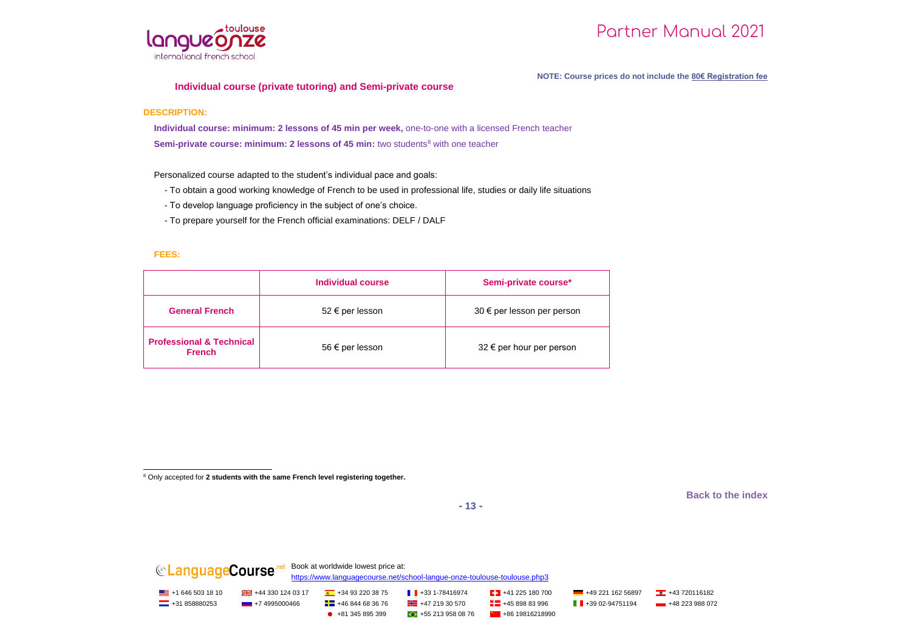**NOTE: Course prices do not include the 80€ Registration fee**

## Individual course (private tutoring) and Semi-private course

**DESCRIPTION:**

**Individual course: minimum: 2 lessons of 45 min per week,** one-to-one with a licensed French teacher
**Semi-private course: minimum: 2 lessons of 45 min:** two students[8] with one teacher

Personalized course adapted to the student's individual pace and goals:

- To obtain a good working knowledge of French to be used in professional life, studies or daily life situations
- To develop language proficiency in the subject of one's choice.
- To prepare yourself for the French official examinations: DELF / DALF

**FEES:**

| | Individual course | Semi-private course* |
|---|---|---|
| **General French** | 52 € per lesson | 30 € per lesson per person |
| **Professional & Technical French** | 56 € per lesson | 32 € per hour per person |

[8] Only accepted for **2 students with the same French level registering together.**

Back to the index

Book at worldwide lowest price at:
https://www.languagecourse.net/school-langue-onze-toulouse-toulouse.php3

+1 646 503 18 10 | +44 330 124 03 17 | +34 93 220 38 75 | +33 1-78416974 | +41 225 180 700 | +49 221 162 56897 | +43 720116182
+31 858880253 | +7 4995000466 | +46 844 68 36 76 | +47 219 30 570 | +45 898 83 996 | +39 02-94751194 | +48 223 988 072
+81 345 895 399 | +55 213 958 08 76 | +86 19816218990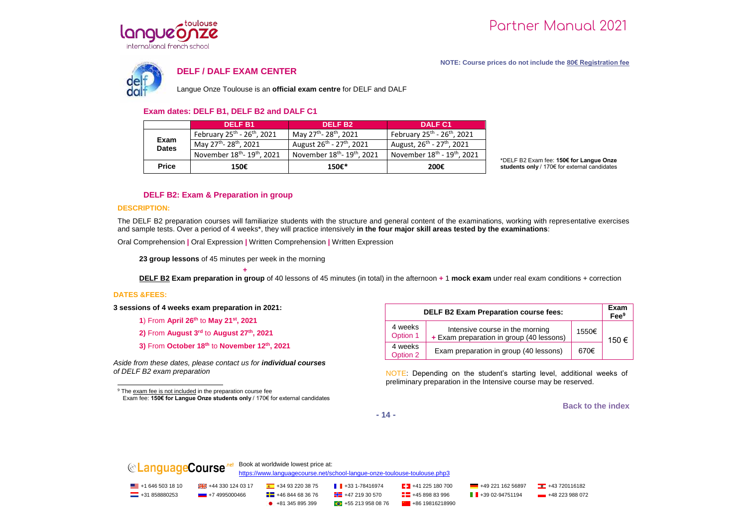NOTE: Course prices do not include the 80€ Registration fee

## DELF / DALF EXAM CENTER

Langue Onze Toulouse is an **official exam centre** for DELF and DALF

### Exam dates: DELF B1, DELF B2 and DALF C1

| | DELF B1 | DELF B2 | DALF C1 |
|---|---|---|---|
| **Exam Dates** | February 25th - 26th, 2021 | May 27th- 28th, 2021 | February 25th - 26th, 2021 |
| | May 27th- 28th, 2021 | August 26th - 27th, 2021 | August, 26th - 27th, 2021 |
| | November 18th- 19th, 2021 | November 18th- 19th, 2021 | November 18th - 19th, 2021 |
| **Price** | **150€** | **150€*** | **200€** |

*DELF B2 Exam fee: **150€ for Langue Onze students only** / 170€ for external candidates

### DELF B2: Exam & Preparation in group

**DESCRIPTION:**

The DELF B2 preparation courses will familiarize students with the structure and general content of the examinations, working with representative exercises and sample tests. Over a period of 4 weeks*, they will practice intensively **in the four major skill areas tested by the examinations**:

Oral Comprehension | Oral Expression | Written Comprehension | Written Expression

**23 group lessons** of 45 minutes per week in the morning

+

**DELF B2 Exam preparation in group** of 40 lessons of 45 minutes (in total) in the afternoon + 1 **mock exam** under real exam conditions + correction

**DATES &FEES:**

**3 sessions of 4 weeks exam preparation in 2021:**

1) From **April 26th** to **May 21st, 2021**

2) From **August 3rd** to **August 27th, 2021**

3) From **October 18th** to **November 12th, 2021**

*Aside from these dates, please contact us for **individual courses** of DELF B2 exam preparation*

| DELF B2 Exam Preparation course fees: | | | Exam Fee[9] |
|---|---|---|---|
| 4 weeks Option 1 | Intensive course in the morning + Exam preparation in group (40 lessons) | 1550€ | 150 € |
| 4 weeks Option 2 | Exam preparation in group (40 lessons) | 670€ | |

NOTE: Depending on the student's starting level, additional weeks of preliminary preparation in the Intensive course may be reserved.

[9] The exam fee is not included in the preparation course fee
Exam fee: **150€ for Langue Onze students only** / 170€ for external candidates

Back to the index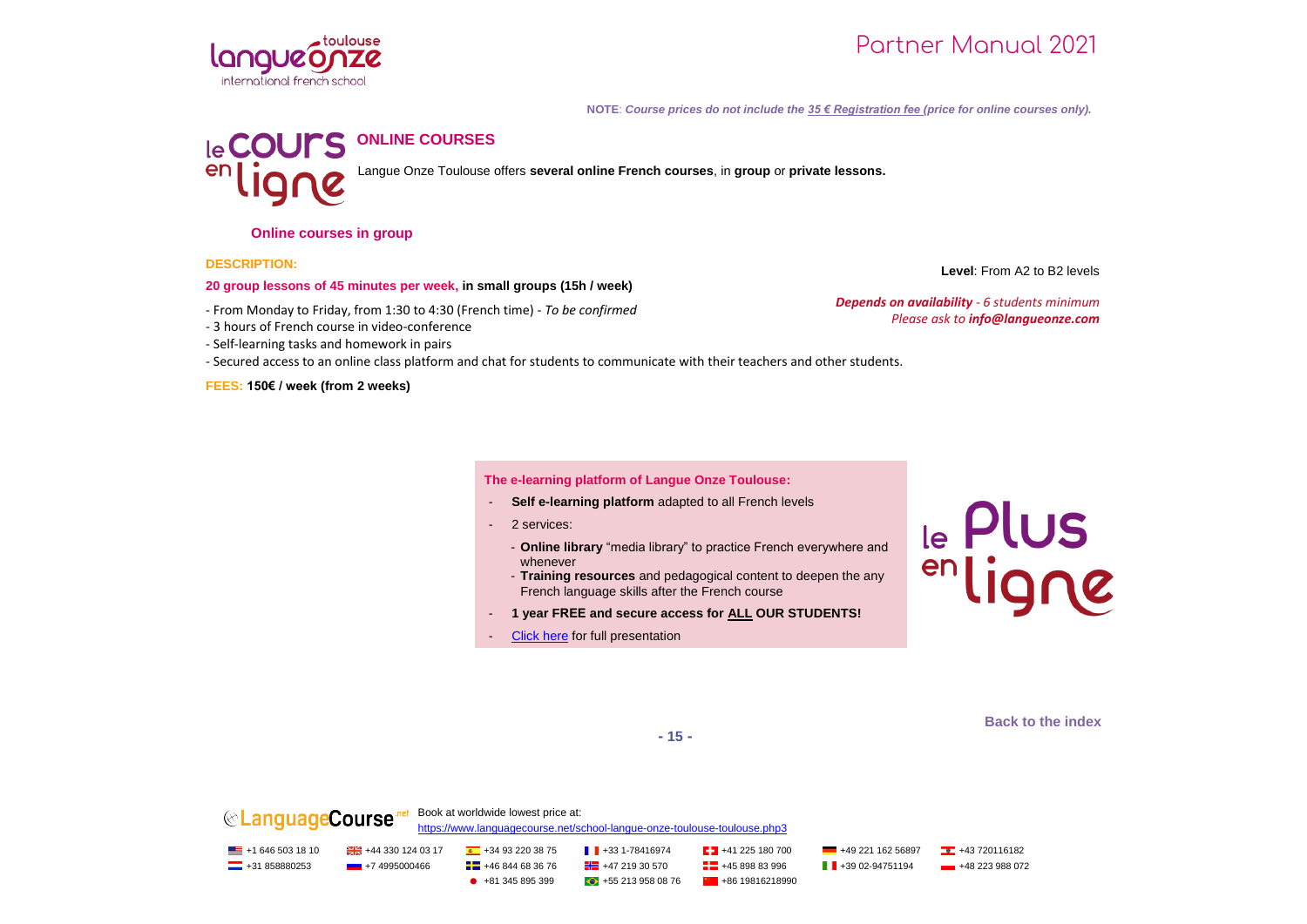**NOTE**: *Course prices do not include the 35 € Registration fee (price for online courses only).*

## ONLINE COURSES

Langue Onze Toulouse offers **several online French courses**, in **group** or **private lessons.**

### Online courses in group

**DESCRIPTION:**

**Level**: From A2 to B2 levels

***Depends on availability*** *- 6 students minimum*
*Please ask to **info@langueonze.com***

**20 group lessons of 45 minutes per week, in small groups (15h / week)**

- From Monday to Friday, from 1:30 to 4:30 (French time) - *To be confirmed*
- 3 hours of French course in video-conference
- Self-learning tasks and homework in pairs
- Secured access to an online class platform and chat for students to communicate with their teachers and other students.

**FEES: 150€ / week (from 2 weeks)**

**The e-learning platform of Langue Onze Toulouse:**

- **Self e-learning platform** adapted to all French levels
- 2 services:
  - **Online library** "media library" to practice French everywhere and whenever
  - **Training resources** and pedagogical content to deepen the any French language skills after the French course
- **1 year FREE and secure access for ALL OUR STUDENTS!**
- Click here for full presentation

Back to the index

Book at worldwide lowest price at:
https://www.languagecourse.net/school-langue-onze-toulouse-toulouse.php3

+1 646 503 18 10 | +44 330 124 03 17 | +34 93 220 38 75 | +33 1-78416974 | +41 225 180 700 | +49 221 162 56897 | +43 720116182
+31 858880253 | +7 4995000466 | +46 844 68 36 76 | +47 219 30 570 | +45 898 83 996 | +39 02-94751194 | +48 223 988 072
+81 345 895 399 | +55 213 958 08 76 | +86 19816218990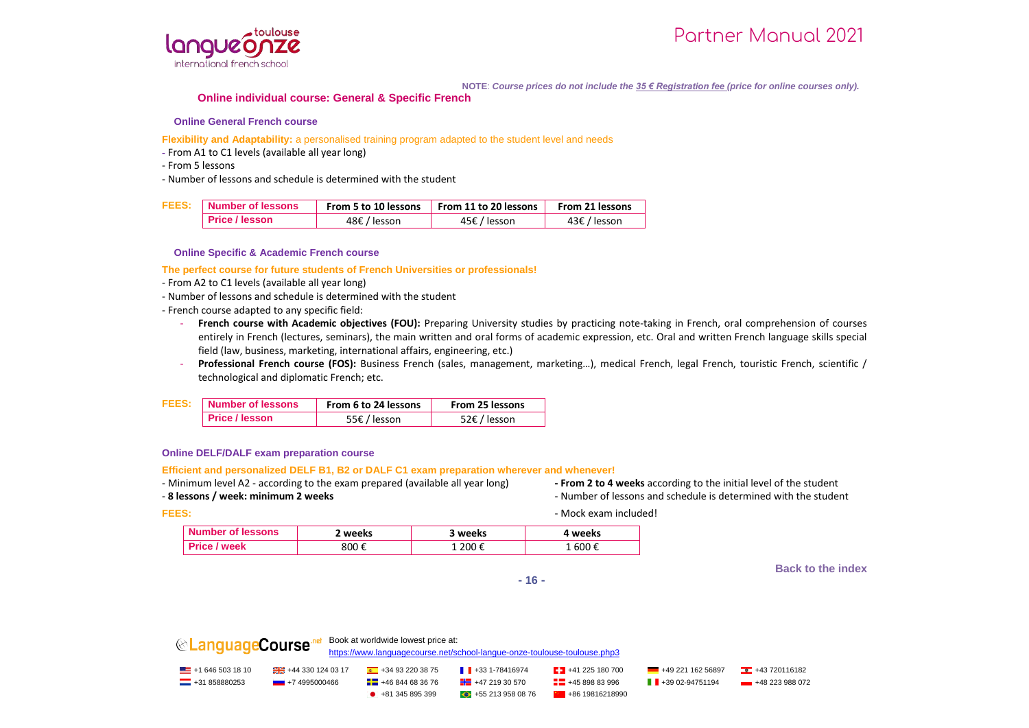**NOTE**: *Course prices do not include the 35 € Registration fee (price for online courses only).*

## Online individual course: General & Specific French

### Online General French course

**Flexibility and Adaptability:** a personalised training program adapted to the student level and needs

- From A1 to C1 levels (available all year long)
- From 5 lessons
- Number of lessons and schedule is determined with the student

**FEES:**

| Number of lessons | From 5 to 10 lessons | From 11 to 20 lessons | From 21 lessons |
|---|---|---|---|
| Price / lesson | 48€ / lesson | 45€ / lesson | 43€ / lesson |

### Online Specific & Academic French course

**The perfect course for future students of French Universities or professionals!**

- From A2 to C1 levels (available all year long)
- Number of lessons and schedule is determined with the student
- French course adapted to any specific field:
  - **French course with Academic objectives (FOU):** Preparing University studies by practicing note-taking in French, oral comprehension of courses entirely in French (lectures, seminars), the main written and oral forms of academic expression, etc. Oral and written French language skills special field (law, business, marketing, international affairs, engineering, etc.)
  - **Professional French course (FOS):** Business French (sales, management, marketing…), medical French, legal French, touristic French, scientific / technological and diplomatic French; etc.

**FEES:**

| Number of lessons | From 6 to 24 lessons | From 25 lessons |
|---|---|---|
| Price / lesson | 55€ / lesson | 52€ / lesson |

### Online DELF/DALF exam preparation course

**Efficient and personalized DELF B1, B2 or DALF C1 exam preparation wherever and whenever!**

- Minimum level A2 - according to the exam prepared (available all year long)
- **8 lessons / week: minimum 2 weeks**
- **From 2 to 4 weeks** according to the initial level of the student
- Number of lessons and schedule is determined with the student
- Mock exam included!

**FEES:**

| Number of lessons | 2 weeks | 3 weeks | 4 weeks |
|---|---|---|---|
| Price / week | 800 € | 1 200 € | 1 600 € |

Back to the index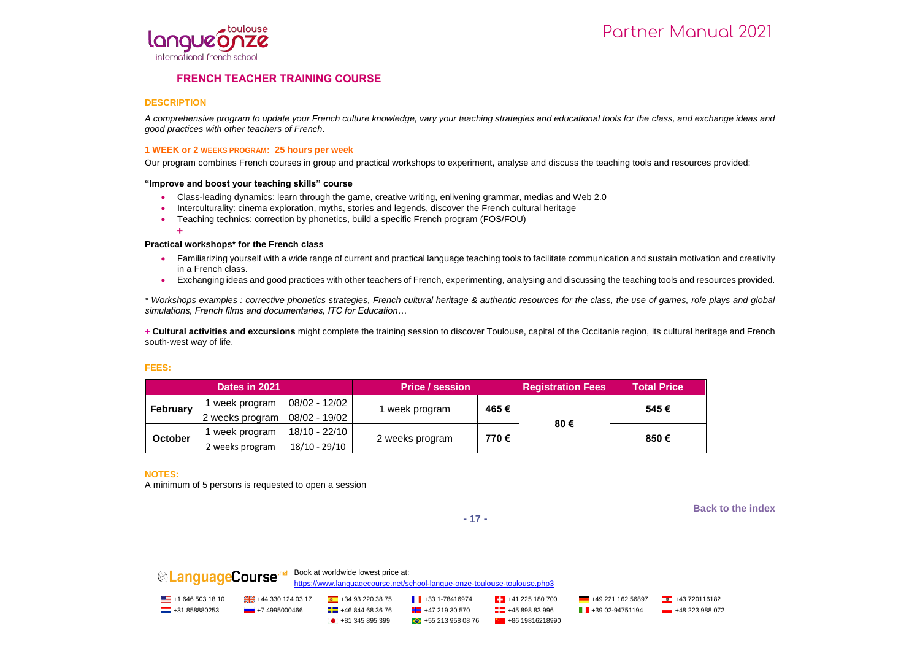## FRENCH TEACHER TRAINING COURSE

### DESCRIPTION

*A comprehensive program to update your French culture knowledge, vary your teaching strategies and educational tools for the class, and exchange ideas and good practices with other teachers of French*.

### 1 WEEK or 2 WEEKS PROGRAM: 25 hours per week

Our program combines French courses in group and practical workshops to experiment, analyse and discuss the teaching tools and resources provided:

**"Improve and boost your teaching skills" course**

- Class-leading dynamics: learn through the game, creative writing, enlivening grammar, medias and Web 2.0
- Interculturality: cinema exploration, myths, stories and legends, discover the French cultural heritage
- Teaching technics: correction by phonetics, build a specific French program (FOS/FOU)

+

**Practical workshops* for the French class**

- Familiarizing yourself with a wide range of current and practical language teaching tools to facilitate communication and sustain motivation and creativity in a French class.
- Exchanging ideas and good practices with other teachers of French, experimenting, analysing and discussing the teaching tools and resources provided.

*\* Workshops examples : corrective phonetics strategies, French cultural heritage & authentic resources for the class, the use of games, role plays and global simulations, French films and documentaries, ITC for Education…*

+ **Cultural activities and excursions** might complete the training session to discover Toulouse, capital of the Occitanie region, its cultural heritage and French south-west way of life.

### FEES:

| Dates in 2021 | | | Price / session | | Registration Fees | Total Price |
|---|---|---|---|---|---|---|
| February | 1 week program | 08/02 - 12/02 | 1 week program | 465 € | 80 € | 545 € |
| | 2 weeks program | 08/02 - 19/02 | | | | |
| October | 1 week program | 18/10 - 22/10 | 2 weeks program | 770 € | | 850 € |
| | 2 weeks program | 18/10 - 29/10 | | | | |

### NOTES:

A minimum of 5 persons is requested to open a session

Back to the index

Book at worldwide lowest price at:
https://www.languagecourse.net/school-langue-onze-toulouse-toulouse.php3

+1 646 503 18 10 | +44 330 124 03 17 | +34 93 220 38 75 | +33 1-78416974 | +41 225 180 700 | +49 221 162 56897 | +43 720116182
+31 858880253 | +7 4995000466 | +46 844 68 36 76 | +47 219 30 570 | +45 898 83 996 | +39 02-94751194 | +48 223 988 072
+81 345 895 399 | +55 213 958 08 76 | +86 19816218990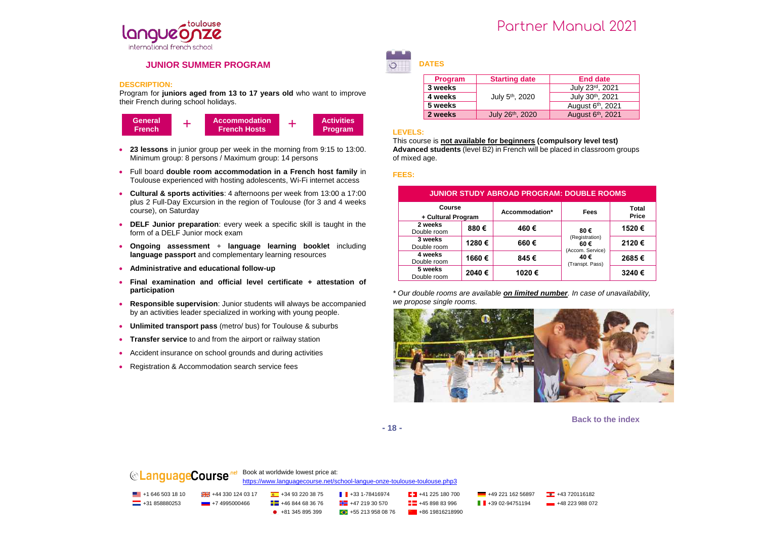## JUNIOR SUMMER PROGRAM

**DESCRIPTION:**

Program for **juniors aged from 13 to 17 years old** who want to improve their French during school holidays.

**General French** + **Accommodation French Hosts** + **Activities Program**

- **23 lessons** in junior group per week in the morning from 9:15 to 13:00. Minimum group: 8 persons / Maximum group: 14 persons
- Full board **double room accommodation in a French host family** in Toulouse experienced with hosting adolescents, Wi-Fi internet access
- **Cultural & sports activities**: 4 afternoons per week from 13:00 a 17:00 plus 2 Full-Day Excursion in the region of Toulouse (for 3 and 4 weeks course), on Saturday
- **DELF Junior preparation**: every week a specific skill is taught in the form of a DELF Junior mock exam
- **Ongoing assessment** + **language learning booklet** including **language passport** and complementary learning resources
- **Administrative and educational follow-up**
- **Final examination and official level certificate + attestation of participation**
- **Responsible supervision**: Junior students will always be accompanied by an activities leader specialized in working with young people.
- **Unlimited transport pass** (metro/ bus) for Toulouse & suburbs
- **Transfer service** to and from the airport or railway station
- Accident insurance on school grounds and during activities
- Registration & Accommodation search service fees

**DATES**

| Program | Starting date | End date |
|---|---|---|
| 3 weeks | July 5th, 2020 | July 23rd, 2021 |
| 4 weeks | | July 30th, 2021 |
| 5 weeks | | August 6th, 2021 |
| 2 weeks | July 26th, 2020 | August 6th, 2021 |

**LEVELS:**

This course is **not available for beginners (compulsory level test)**
**Advanced students** (level B2) in French will be placed in classroom groups of mixed age.

**FEES:**

| JUNIOR STUDY ABROAD PROGRAM: DOUBLE ROOMS | | | | |
|---|---|---|---|---|
| Course + Cultural Program | | Accommodation* | Fees | Total Price |
| 2 weeks Double room | 880 € | 460 € | 80 € (Registration) 60 € (Accom. Service) 40 € (Transpt. Pass) | 1520 € |
| 3 weeks Double room | 1280 € | 660 € | | 2120 € |
| 4 weeks Double room | 1660 € | 845 € | | 2685 € |
| 5 weeks Double room | 2040 € | 1020 € | | 3240 € |

*\* Our double rooms are available **on limited number**. In case of unavailability, we propose single rooms.*

Back to the index

Book at worldwide lowest price at:
https://www.languagecourse.net/school-langue-onze-toulouse-toulouse.php3

+1 646 503 18 10 | +44 330 124 03 17 | +34 93 220 38 75 | +33 1-78416974 | +41 225 180 700 | +49 221 162 56897 | +43 720116182 | +31 858880253 | +7 4995000466 | +46 844 68 36 76 | +47 219 30 570 | +45 898 83 996 | +39 02-94751194 | +48 223 988 072 | +81 345 895 399 | +55 213 958 08 76 | +86 19816218990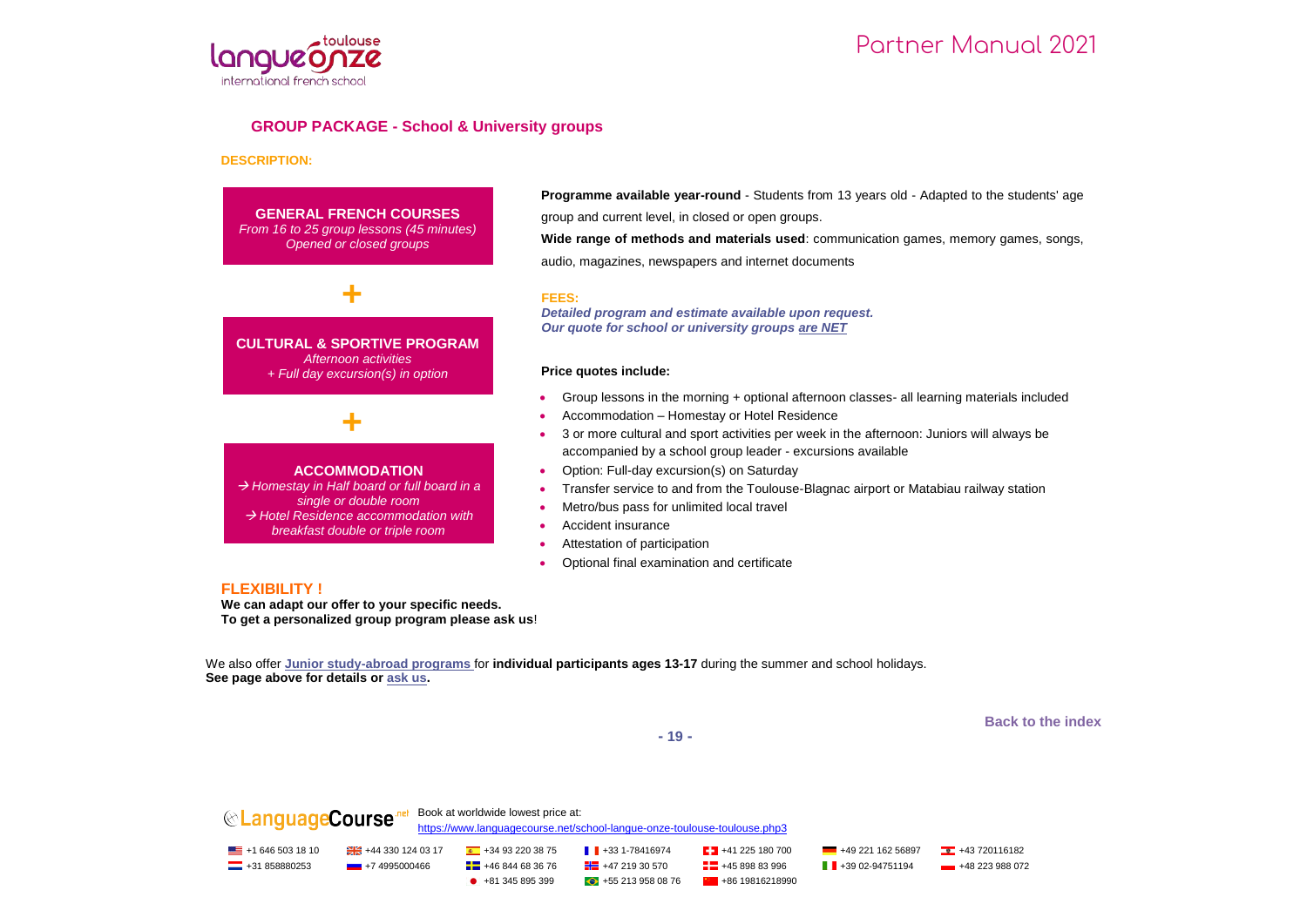## GROUP PACKAGE - School & University groups

**DESCRIPTION:**

**GENERAL FRENCH COURSES**
*From 16 to 25 group lessons (45 minutes)*
*Opened or closed groups*

**+**

**CULTURAL & SPORTIVE PROGRAM**
*Afternoon activities*
*+ Full day excursion(s) in option*

**+**

**ACCOMMODATION**
*→ Homestay in Half board or full board in a single or double room*
*→ Hotel Residence accommodation with breakfast double or triple room*

**Programme available year-round** - Students from 13 years old - Adapted to the students' age group and current level, in closed or open groups.

**Wide range of methods and materials used**: communication games, memory games, songs, audio, magazines, newspapers and internet documents

**FEES:**

***Detailed program and estimate available upon request.***
***Our quote for school or university groups are NET***

**Price quotes include:**

- Group lessons in the morning + optional afternoon classes- all learning materials included
- Accommodation – Homestay or Hotel Residence
- 3 or more cultural and sport activities per week in the afternoon: Juniors will always be accompanied by a school group leader - excursions available
- Option: Full-day excursion(s) on Saturday
- Transfer service to and from the Toulouse-Blagnac airport or Matabiau railway station
- Metro/bus pass for unlimited local travel
- Accident insurance
- Attestation of participation
- Optional final examination and certificate

**FLEXIBILITY !**

**We can adapt our offer to your specific needs.**
**To get a personalized group program please ask us**!

We also offer **Junior study-abroad programs** for **individual participants ages 13-17** during the summer and school holidays.
**See page above for details or ask us.**

Back to the index

LanguageCourse.net Book at worldwide lowest price at:
https://www.languagecourse.net/school-langue-onze-toulouse-toulouse.php3

+1 646 503 18 10 | +44 330 124 03 17 | +34 93 220 38 75 | +33 1-78416974 | +41 225 180 700 | +49 221 162 56897 | +43 720116182
+31 858880253 | +7 4995000466 | +46 844 68 36 76 | +47 219 30 570 | +45 898 83 996 | +39 02-94751194 | +48 223 988 072
+81 345 895 399 | +55 213 958 08 76 | +86 19816218990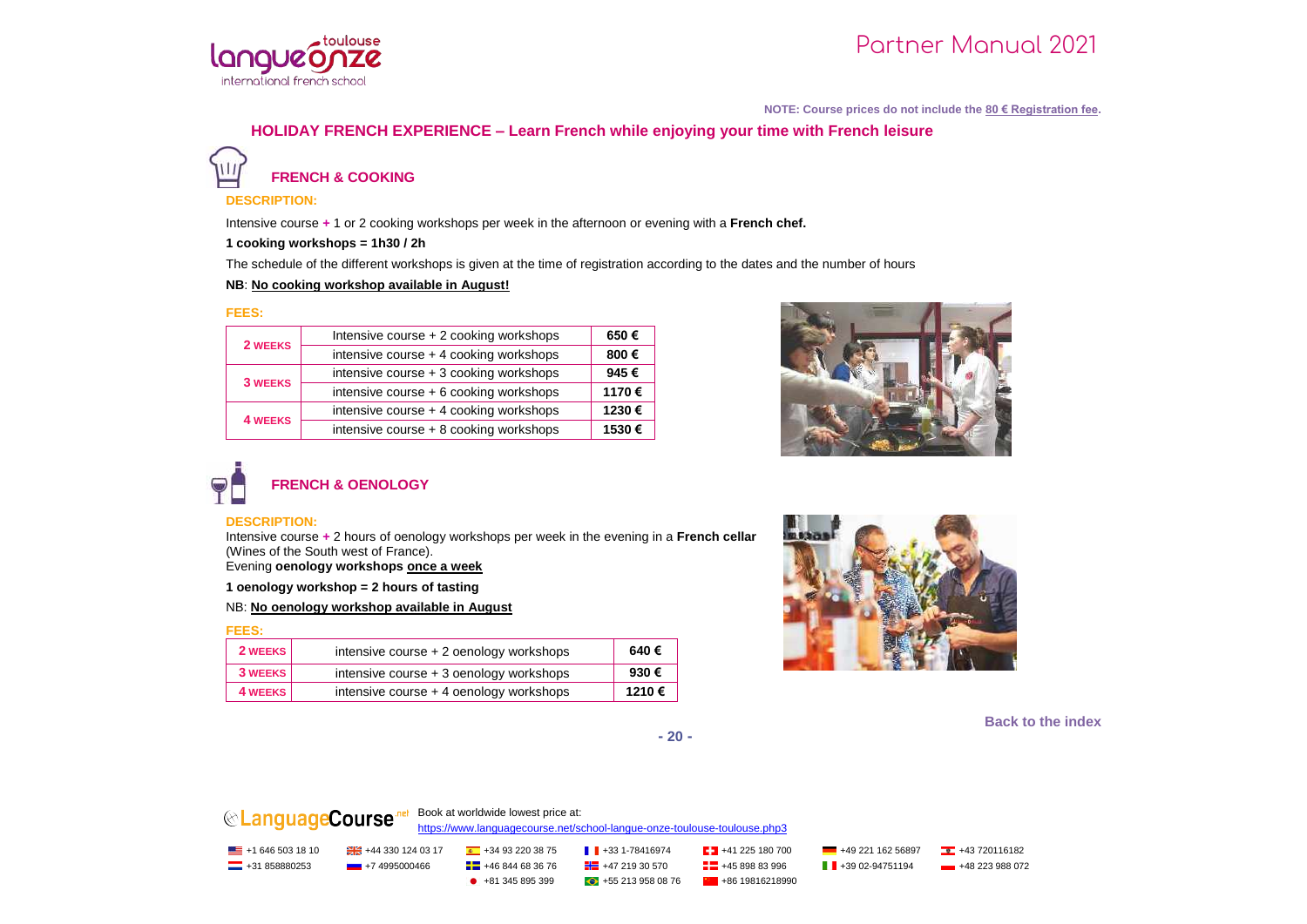NOTE: Course prices do not include the **80 € Registration fee**.

## HOLIDAY FRENCH EXPERIENCE – Learn French while enjoying your time with French leisure

### FRENCH & COOKING

**DESCRIPTION:**

Intensive course **+** 1 or 2 cooking workshops per week in the afternoon or evening with a **French chef.**

**1 cooking workshops = 1h30 / 2h**

The schedule of the different workshops is given at the time of registration according to the dates and the number of hours

**NB**: **No cooking workshop available in August!**

**FEES:**

| | | |
|---|---|---|
| **2 WEEKS** | Intensive course + 2 cooking workshops | **650 €** |
| | intensive course + 4 cooking workshops | **800 €** |
| **3 WEEKS** | intensive course + 3 cooking workshops | **945 €** |
| | intensive course + 6 cooking workshops | **1170 €** |
| **4 WEEKS** | intensive course + 4 cooking workshops | **1230 €** |
| | intensive course + 8 cooking workshops | **1530 €** |

### FRENCH & OENOLOGY

**DESCRIPTION:**

Intensive course **+** 2 hours of oenology workshops per week in the evening in a **French cellar** (Wines of the South west of France).

Evening **oenology workshops once a week**

**1 oenology workshop = 2 hours of tasting**

NB: **No oenology workshop available in August**

**FEES:**

| | | |
|---|---|---|
| **2 WEEKS** | intensive course + 2 oenology workshops | **640 €** |
| **3 WEEKS** | intensive course + 3 oenology workshops | **930 €** |
| **4 WEEKS** | intensive course + 4 oenology workshops | **1210 €** |

Back to the index

LanguageCourse.net Book at worldwide lowest price at:
https://www.languagecourse.net/school-langue-onze-toulouse-toulouse.php3

+1 646 503 18 10 | +44 330 124 03 17 | +34 93 220 38 75 | +33 1-78416974 | +41 225 180 700 | +49 221 162 56897 | +43 720116182
+31 858880253 | +7 4995000466 | +46 844 68 36 76 | +47 219 30 570 | +45 898 83 996 | +39 02-94751194 | +48 223 988 072
+81 345 895 399 | +55 213 958 08 76 | +86 19816218990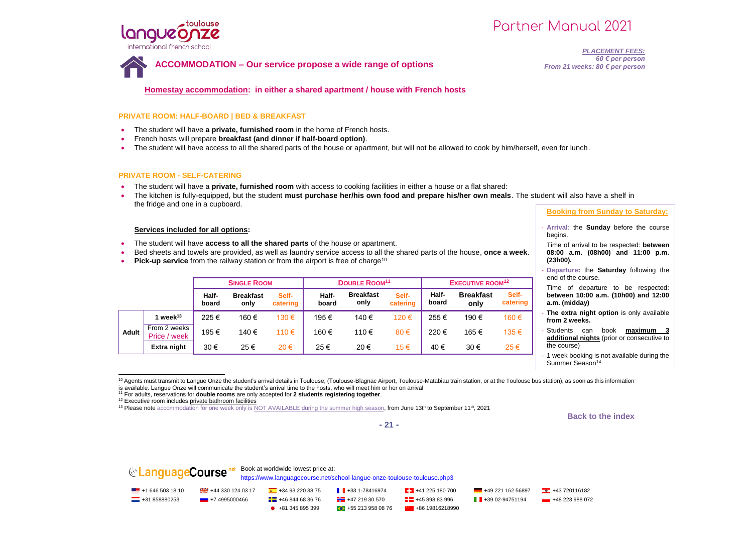**PLACEMENT FEES:**
*60 € per person*
*From 21 weeks: 80 € per person*

## ACCOMMODATION – Our service propose a wide range of options

### Homestay accommodation: in either a shared apartment / house with French hosts

#### PRIVATE ROOM: HALF-BOARD | BED & BREAKFAST

- The student will have **a private, furnished room** in the home of French hosts.
- French hosts will prepare **breakfast (and dinner if half-board option)**.
- The student will have access to all the shared parts of the house or apartment, but will not be allowed to cook by him/herself, even for lunch.

#### PRIVATE ROOM - SELF-CATERING

- The student will have a **private, furnished room** with access to cooking facilities in either a house or a flat shared:
- The kitchen is fully-equipped, but the student **must purchase her/his own food and prepare his/her own meals**. The student will also have a shelf in the fridge and one in a cupboard.

**Services included for all options:**

- The student will have **access to all the shared parts** of the house or apartment.
- Bed sheets and towels are provided, as well as laundry service access to all the shared parts of the house, **once a week**.
- **Pick-up service** from the railway station or from the airport is free of charge[10]

| | | SINGLE ROOM | | | DOUBLE ROOM[11] | | | EXECUTIVE ROOM[12] | | |
|---|---|---|---|---|---|---|---|---|---|---|
| | | Half-board | Breakfast only | Self-catering | Half-board | Breakfast only | Self-catering | Half-board | Breakfast only | Self-catering |
| Adult | 1 week[13] | 225 € | 160 € | 130 € | 195 € | 140 € | 120 € | 255 € | 190 € | 160 € |
| | From 2 weeks Price / week | 195 € | 140 € | 110 € | 160 € | 110 € | 80 € | 220 € | 165 € | 135 € |
| | Extra night | 30 € | 25 € | 20 € | 25 € | 20 € | 15 € | 40 € | 30 € | 25 € |

**Booking from Sunday to Saturday:**

- **Arrival**: the **Sunday** before the course begins.
  Time of arrival to be respected: **between 08:00 a.m. (08h00) and 11:00 p.m. (23h00).**
- **Departure:** the **Saturday** following the end of the course.
  Time of departure to be respected: **between 10:00 a.m. (10h00) and 12:00 a.m. (midday)**
- **The extra night option** is only available **from 2 weeks.**
- Students can book **maximum 3 additional nights** (prior or consecutive to the course)
- 1 week booking is not available during the Summer Season[14]

[10] Agents must transmit to Langue Onze the student's arrival details in Toulouse, (Toulouse-Blagnac Airport, Toulouse-Matabiau train station, or at the Toulouse bus station), as soon as this information is available. Langue Onze will communicate the student's arrival time to the hosts, who will meet him or her on arrival

[11] For adults, reservations for **double rooms** are only accepted for **2 students registering together**.

[12] Executive room includes private bathroom facilities

[13] Please note accommodation for one week only is NOT AVAILABLE during the summer high season, from June 13th to September 11th, 2021

Back to the index

Book at worldwide lowest price at:
https://www.languagecourse.net/school-langue-onze-toulouse-toulouse.php3

+1 646 503 18 10 | +44 330 124 03 17 | +34 93 220 38 75 | +33 1-78416974 | +41 225 180 700 | +49 221 162 56897 | +43 720116182 | +31 858880253 | +7 4995000466 | +46 844 68 36 76 | +47 219 30 570 | +45 898 83 996 | +39 02-94751194 | +48 223 988 072 | +81 345 895 399 | +55 213 958 08 76 | +86 19816218990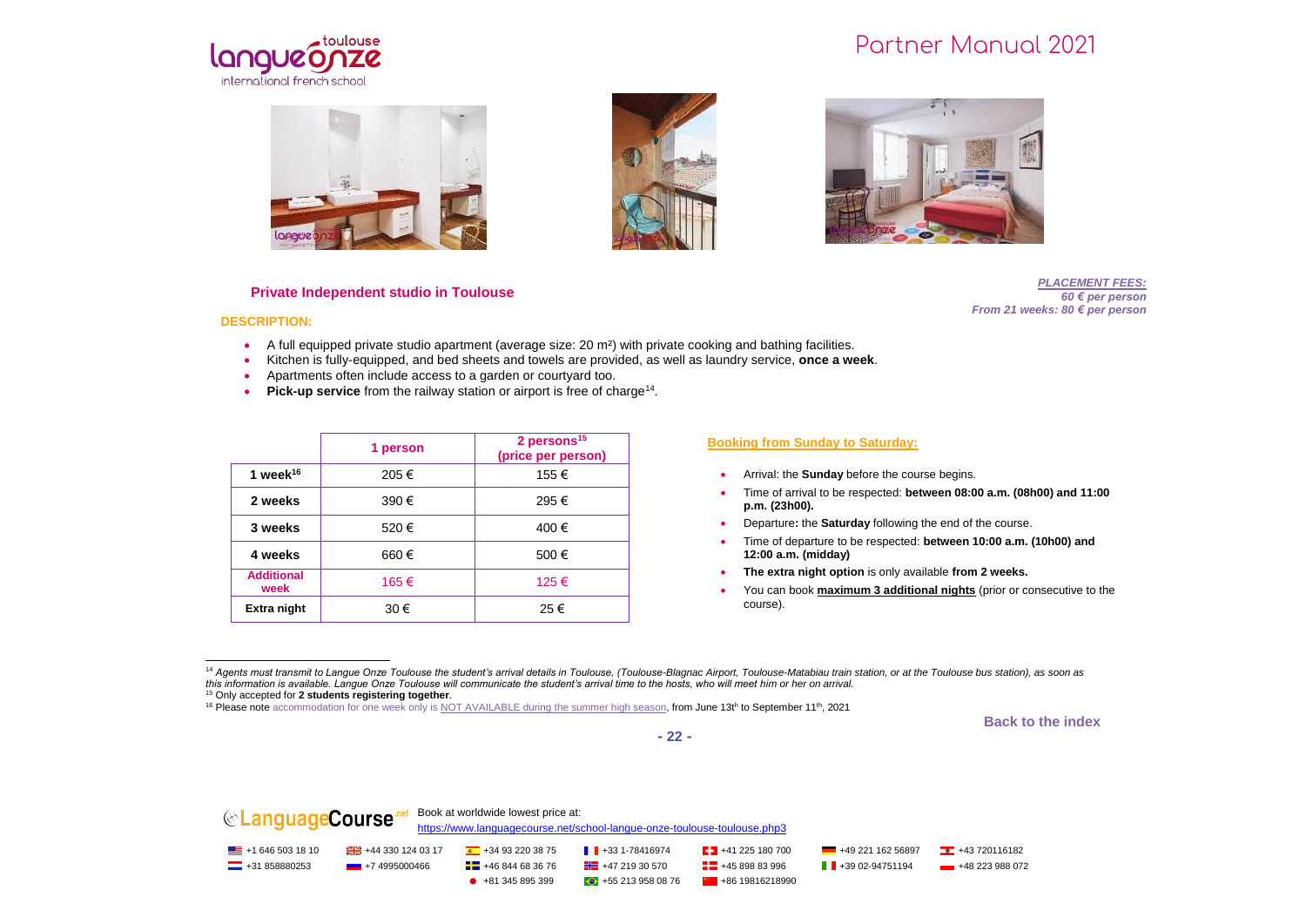## Private Independent studio in Toulouse

***PLACEMENT FEES:***
***60 € per person***
***From 21 weeks: 80 € per person***

**DESCRIPTION:**

- A full equipped private studio apartment (average size: 20 m²) with private cooking and bathing facilities.
- Kitchen is fully-equipped, and bed sheets and towels are provided, as well as laundry service, **once a week**.
- Apartments often include access to a garden or courtyard too.
- **Pick-up service** from the railway station or airport is free of charge[14].

| | 1 person | 2 persons[15] (price per person) |
|---|---|---|
| **1 week[16]** | 205 € | 155 € |
| **2 weeks** | 390 € | 295 € |
| **3 weeks** | 520 € | 400 € |
| **4 weeks** | 660 € | 500 € |
| **Additional week** | 165 € | 125 € |
| **Extra night** | 30 € | 25 € |

**Booking from Sunday to Saturday:**

- Arrival: the **Sunday** before the course begins.
- Time of arrival to be respected: **between 08:00 a.m. (08h00) and 11:00 p.m. (23h00).**
- Departure**:** the **Saturday** following the end of the course.
- Time of departure to be respected: **between 10:00 a.m. (10h00) and 12:00 a.m. (midday)**
- **The extra night option** is only available **from 2 weeks.**
- You can book **maximum 3 additional nights** (prior or consecutive to the course).

---

[14] *Agents must transmit to Langue Onze Toulouse the student's arrival details in Toulouse, (Toulouse-Blagnac Airport, Toulouse-Matabiau train station, or at the Toulouse bus station), as soon as this information is available. Langue Onze Toulouse will communicate the student's arrival time to the hosts, who will meet him or her on arrival.*

[15] Only accepted for **2 students registering together**.

[16] Please note accommodation for one week only is NOT AVAILABLE during the summer high season, from June 13th to September 11th, 2021

Back to the index

Book at worldwide lowest price at:
https://www.languagecourse.net/school-langue-onze-toulouse-toulouse.php3

+1 646 503 18 10 | +44 330 124 03 17 | +34 93 220 38 75 | +33 1-78416974 | +41 225 180 700 | +49 221 162 56897 | +43 720116182
+31 858880253 | +7 4995000466 | +46 844 68 36 76 | +47 219 30 570 | +45 898 83 996 | +39 02-94751194 | +48 223 988 072
+81 345 895 399 | +55 213 958 08 76 | +86 19816218990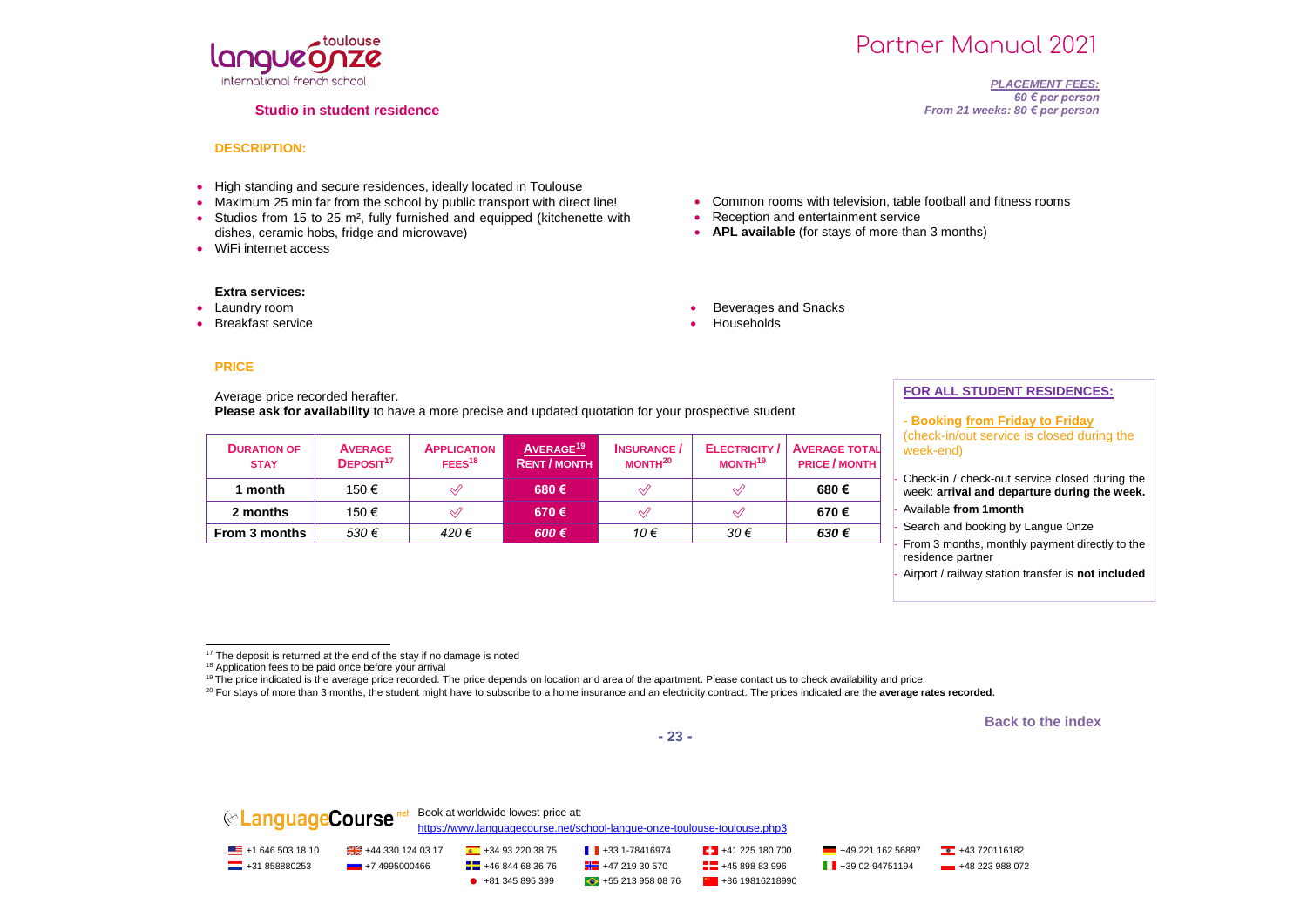## Studio in student residence

***PLACEMENT FEES:***
***60 € per person***
***From 21 weeks: 80 € per person***

### DESCRIPTION:

- High standing and secure residences, ideally located in Toulouse
- Maximum 25 min far from the school by public transport with direct line!
- Studios from 15 to 25 m², fully furnished and equipped (kitchenette with dishes, ceramic hobs, fridge and microwave)
- WiFi internet access
- Common rooms with television, table football and fitness rooms
- Reception and entertainment service
- **APL available** (for stays of more than 3 months)

**Extra services:**

- Laundry room
- Breakfast service
- Beverages and Snacks
- Households

### PRICE

Average price recorded herafter.
**Please ask for availability** to have a more precise and updated quotation for your prospective student

| DURATION OF STAY | AVERAGE DEPOSIT[17] | APPLICATION FEES[18] | AVERAGE[19] RENT / MONTH | INSURANCE / MONTH[20] | ELECTRICITY / MONTH[19] | AVERAGE TOTAL PRICE / MONTH |
|---|---|---|---|---|---|---|
| **1 month** | 150 € | ✓ | **680 €** | ✓ | ✓ | **680 €** |
| **2 months** | 150 € | ✓ | **670 €** | ✓ | ✓ | **670 €** |
| **From 3 months** | *530 €* | *420 €* | ***600 €*** | *10 €* | *30 €* | ***630 €*** |

**FOR ALL STUDENT RESIDENCES:**

**- Booking from Friday to Friday** (check-in/out service is closed during the week-end)

- Check-in / check-out service closed during the week: **arrival and departure during the week.**
- Available **from 1month**
- Search and booking by Langue Onze
- From 3 months, monthly payment directly to the residence partner
- Airport / railway station transfer is **not included**

[17] The deposit is returned at the end of the stay if no damage is noted
[18] Application fees to be paid once before your arrival
[19] The price indicated is the average price recorded. The price depends on location and area of the apartment. Please contact us to check availability and price.
[20] For stays of more than 3 months, the student might have to subscribe to a home insurance and an electricity contract. The prices indicated are the **average rates recorded**.

**Back to the index**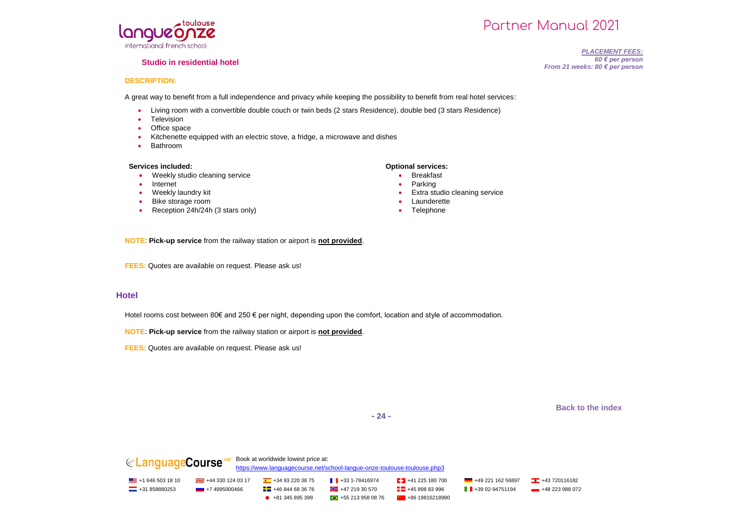*__PLACEMENT FEES:__*
*60 € per person*
*From 21 weeks: 80 € per person*

### Studio in residential hotel

**DESCRIPTION:**

A great way to benefit from a full independence and privacy while keeping the possibility to benefit from real hotel services:

- Living room with a convertible double couch or twin beds (2 stars Residence), double bed (3 stars Residence)
- Television
- Office space
- Kitchenette equipped with an electric stove, a fridge, a microwave and dishes
- Bathroom

**Services included:**

- Weekly studio cleaning service
- Internet
- Weekly laundry kit
- Bike storage room
- Reception 24h/24h (3 stars only)

**Optional services:**

- Breakfast
- Parking
- Extra studio cleaning service
- Launderette
- Telephone

**NOTE**: **Pick-up service** from the railway station or airport is **__not provided__**.

**FEES:** Quotes are available on request. Please ask us!

## Hotel

Hotel rooms cost between 80€ and 250 € per night, depending upon the comfort, location and style of accommodation.

**NOTE**: **Pick-up service** from the railway station or airport is **__not provided__**.

**FEES:** Quotes are available on request. Please ask us!

Back to the index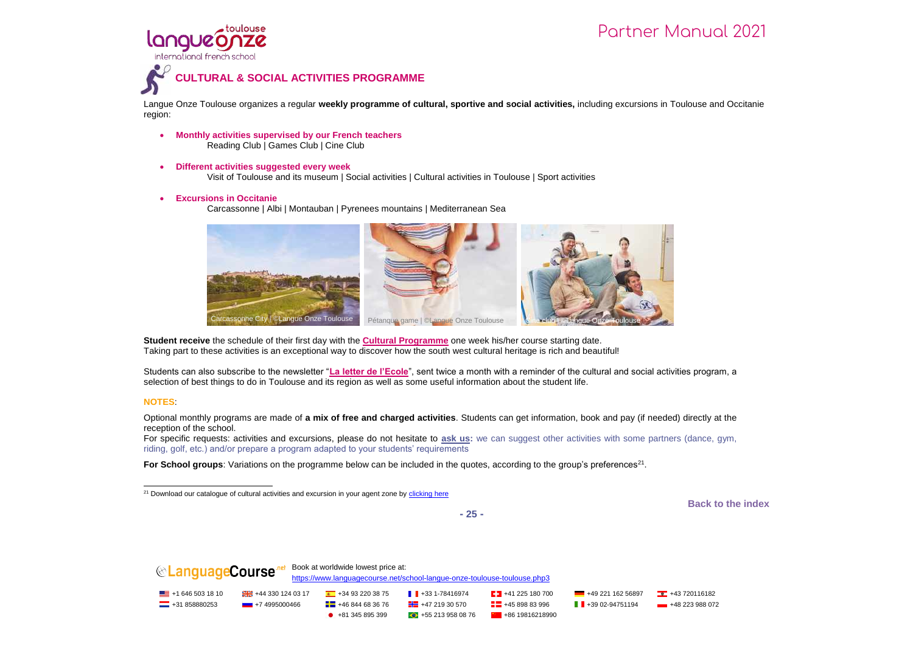## CULTURAL & SOCIAL ACTIVITIES PROGRAMME

Langue Onze Toulouse organizes a regular **weekly programme of cultural, sportive and social activities,** including excursions in Toulouse and Occitanie region:

- **Monthly activities supervised by our French teachers**
  Reading Club | Games Club | Cine Club
- **Different activities suggested every week**
  Visit of Toulouse and its museum | Social activities | Cultural activities in Toulouse | Sport activities
- **Excursions in Occitanie**
  Carcassonne | Albi | Montauban | Pyrenees mountains | Mediterranean Sea

Carcassonne City | ©Langue Onze Toulouse

Pétanque game | ©Langue Onze Toulouse

Cine club | ©Langue Onze Toulouse

**Student receive** the schedule of their first day with the **Cultural Programme** one week his/her course starting date.
Taking part to these activities is an exceptional way to discover how the south west cultural heritage is rich and beautiful!

Students can also subscribe to the newsletter "**La letter de l'Ecole**", sent twice a month with a reminder of the cultural and social activities program, a selection of best things to do in Toulouse and its region as well as some useful information about the student life.

**NOTES**:

Optional monthly programs are made of **a mix of free and charged activities**. Students can get information, book and pay (if needed) directly at the reception of the school.
For specific requests: activities and excursions, please do not hesitate to **ask us:** we can suggest other activities with some partners (dance, gym, riding, golf, etc.) and/or prepare a program adapted to your students' requirements

**For School groups**: Variations on the programme below can be included in the quotes, according to the group's preferences[21].

[21] Download our catalogue of cultural activities and excursion in your agent zone by clicking here

Back to the index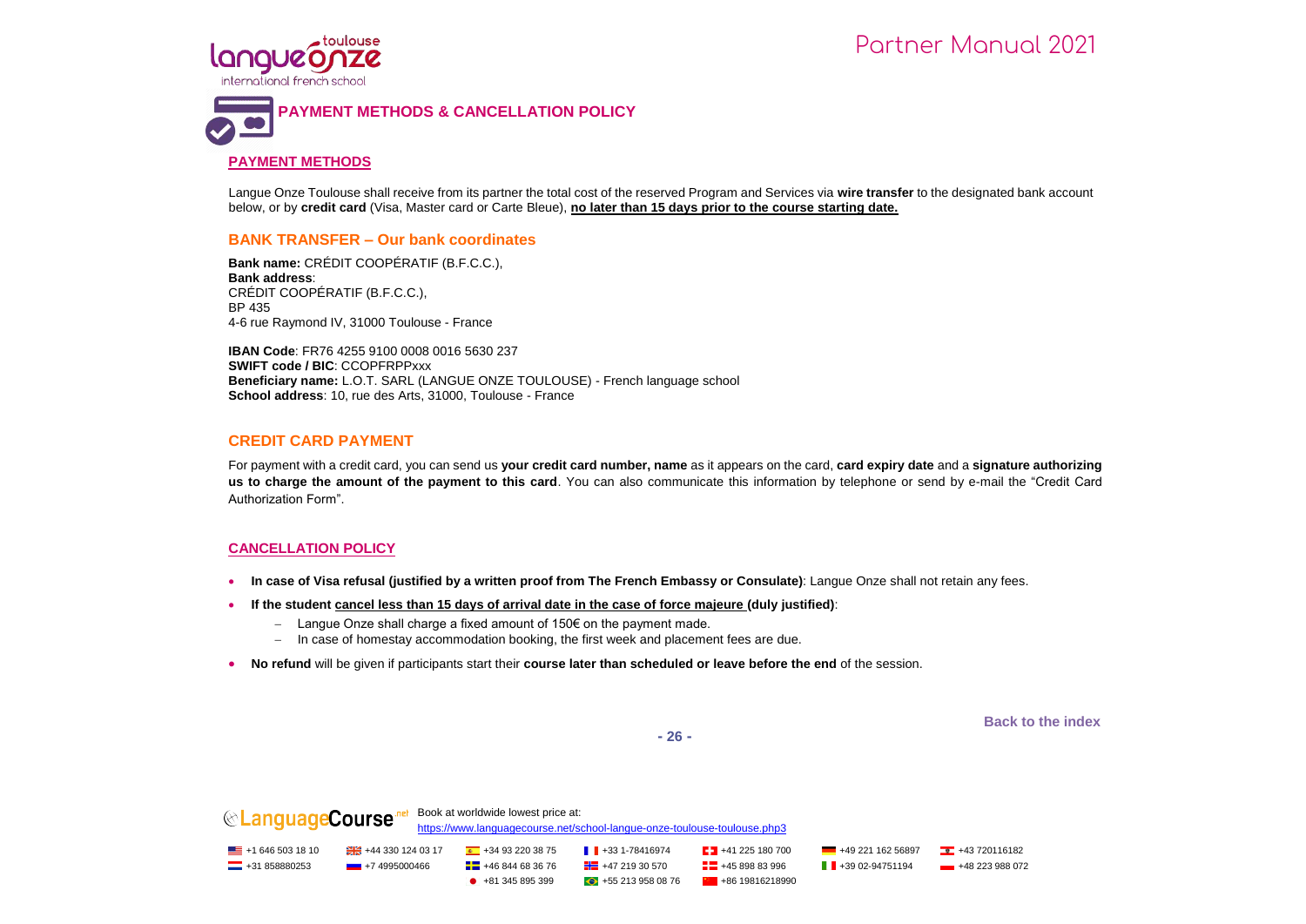# PAYMENT METHODS & CANCELLATION POLICY

## PAYMENT METHODS

Langue Onze Toulouse shall receive from its partner the total cost of the reserved Program and Services via **wire transfer** to the designated bank account below, or by **credit card** (Visa, Master card or Carte Bleue), **no later than 15 days prior to the course starting date.**

### BANK TRANSFER – Our bank coordinates

**Bank name:** CRÉDIT COOPÉRATIF (B.F.C.C.),
**Bank address**:
CRÉDIT COOPÉRATIF (B.F.C.C.),
BP 435
4-6 rue Raymond IV, 31000 Toulouse - France

**IBAN Code**: FR76 4255 9100 0008 0016 5630 237
**SWIFT code / BIC**: CCOPFRPPxxx
**Beneficiary name:** L.O.T. SARL (LANGUE ONZE TOULOUSE) - French language school
**School address**: 10, rue des Arts, 31000, Toulouse - France

### CREDIT CARD PAYMENT

For payment with a credit card, you can send us **your credit card number, name** as it appears on the card, **card expiry date** and a **signature authorizing us to charge the amount of the payment to this card**. You can also communicate this information by telephone or send by e-mail the "Credit Card Authorization Form".

## CANCELLATION POLICY

- **In case of Visa refusal (justified by a written proof from The French Embassy or Consulate)**: Langue Onze shall not retain any fees.
- **If the student cancel less than 15 days of arrival date in the case of force majeure (duly justified)**:
  - Langue Onze shall charge a fixed amount of 150€ on the payment made.
  - In case of homestay accommodation booking, the first week and placement fees are due.
- **No refund** will be given if participants start their **course later than scheduled or leave before the end** of the session.

Back to the index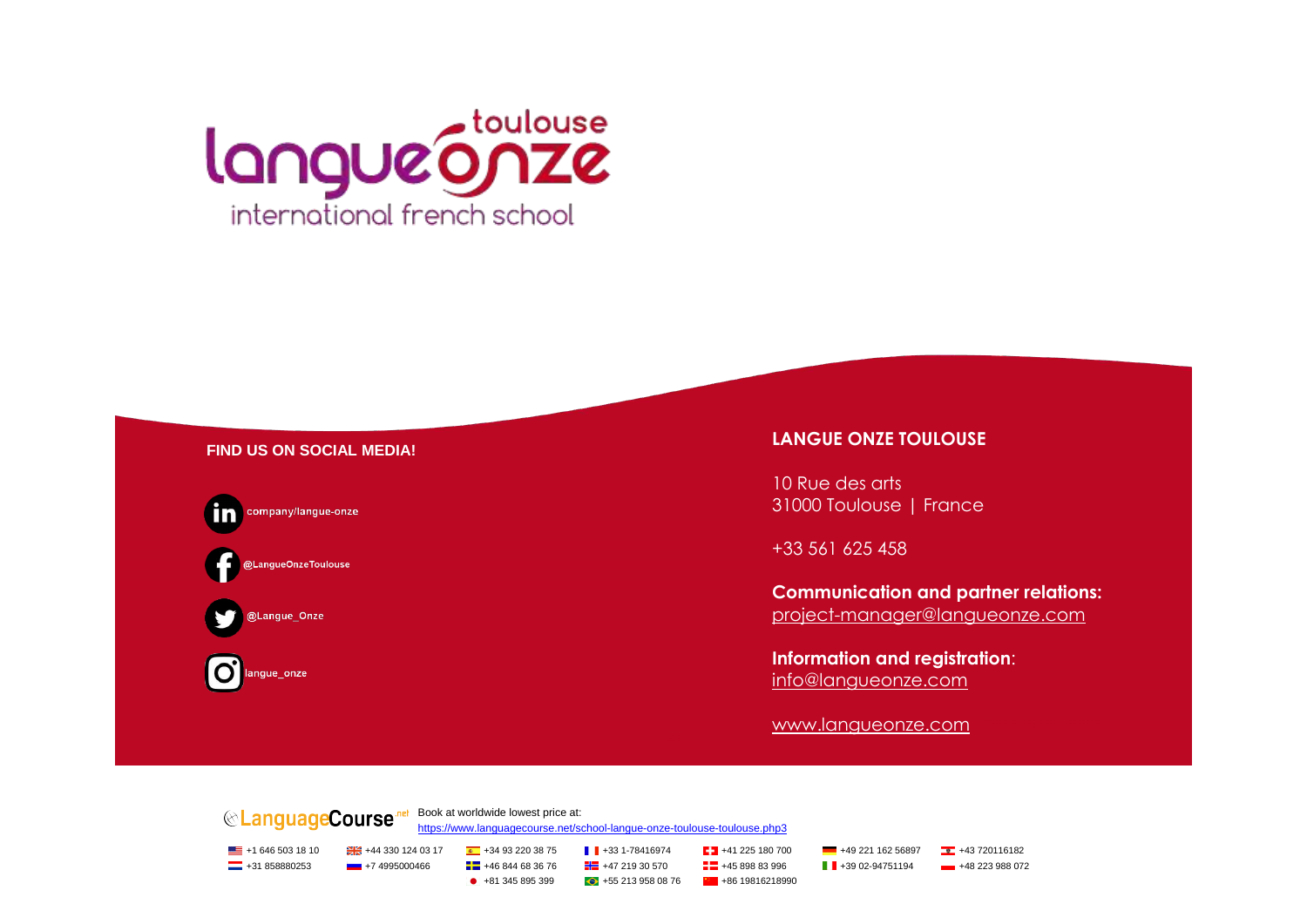langue onze toulouse

international french school

**FIND US ON SOCIAL MEDIA!**

company/langue-onze

@LangueOnzeToulouse

@Langue_Onze

langue_onze

**LANGUE ONZE TOULOUSE**

10 Rue des arts
31000 Toulouse | France

+33 561 625 458

**Communication and partner relations:**
project-manager@langueonze.com

**Information and registration**:
info@langueonze.com

www.langueonze.com

LanguageCourse.net Book at worldwide lowest price at:
https://www.languagecourse.net/school-langue-onze-toulouse-toulouse.php3

| | | | | | | |
|---|---|---|---|---|---|---|
| +1 646 503 18 10 | +44 330 124 03 17 | +34 93 220 38 75 | +33 1-78416974 | +41 225 180 700 | +49 221 162 56897 | +43 720116182 |
| +31 858880253 | +7 4995000466 | +46 844 68 36 76 | +47 219 30 570 | +45 898 83 996 | +39 02-94751194 | +48 223 988 072 |
| | | +81 345 895 399 | +55 213 958 08 76 | +86 19816218990 | | |